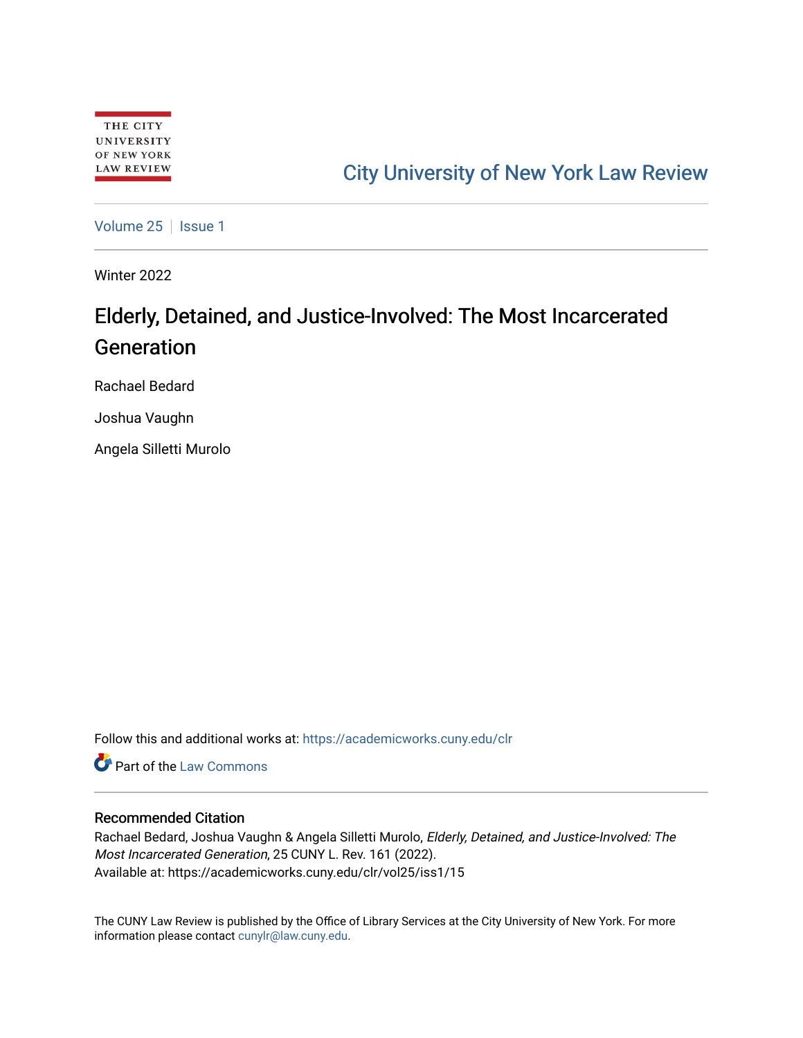THE CITY UNIVERSITY OF NEW YORK LAW REVIEW

City University of New York Law Review

Volume 25 | Issue 1

Winter 2022

# Elderly, Detained, and Justice-Involved: The Most Incarcerated Generation

Rachael Bedard

Joshua Vaughn

Angela Silletti Murolo

Follow this and additional works at: https://academicworks.cuny.edu/clr

Part of the Law Commons

## Recommended Citation

Rachael Bedard, Joshua Vaughn & Angela Silletti Murolo, *Elderly, Detained, and Justice-Involved: The Most Incarcerated Generation*, 25 CUNY L. Rev. 161 (2022).
Available at: https://academicworks.cuny.edu/clr/vol25/iss1/15

The CUNY Law Review is published by the Office of Library Services at the City University of New York. For more information please contact cunylr@law.cuny.edu.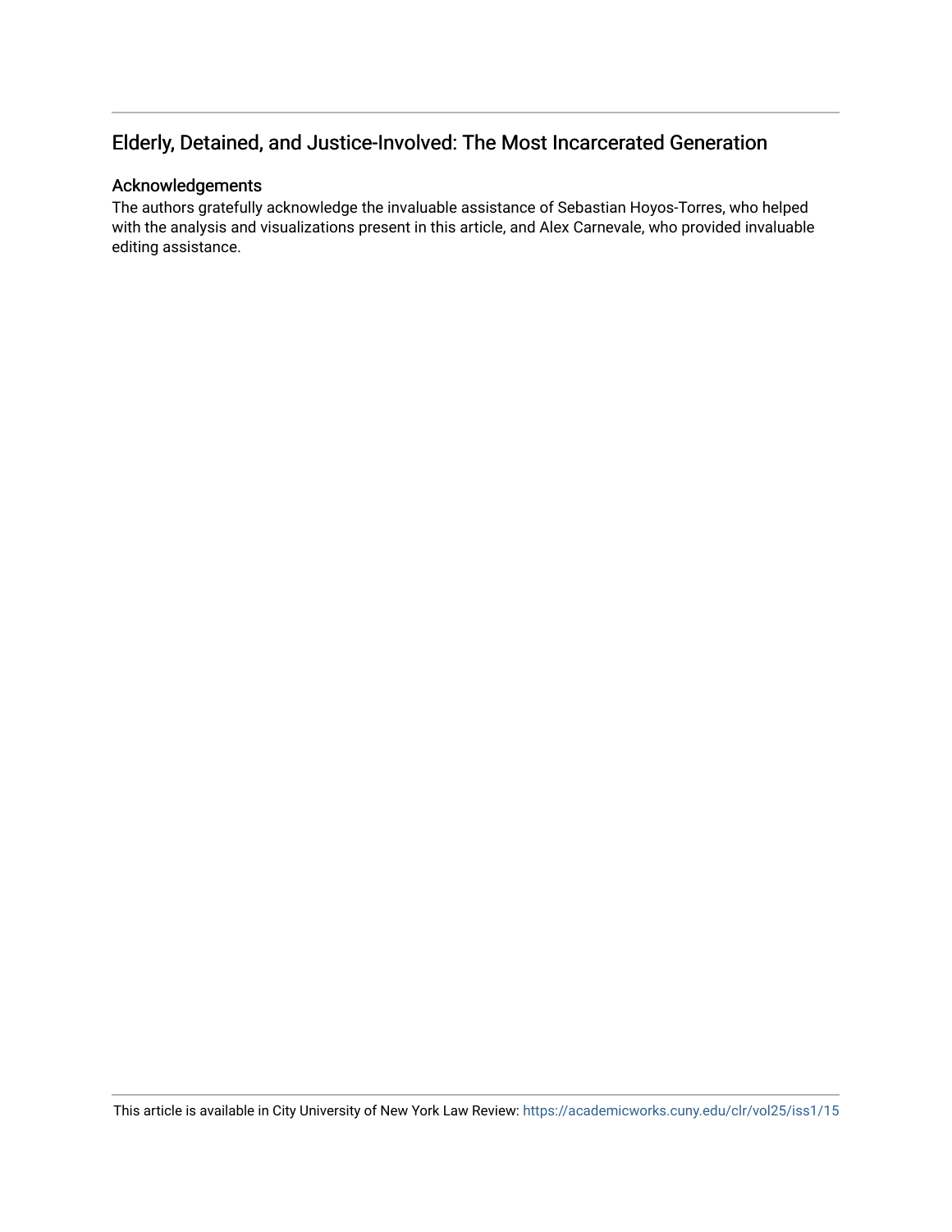# Elderly, Detained, and Justice-Involved: The Most Incarcerated Generation

## Acknowledgements

The authors gratefully acknowledge the invaluable assistance of Sebastian Hoyos-Torres, who helped with the analysis and visualizations present in this article, and Alex Carnevale, who provided invaluable editing assistance.

This article is available in City University of New York Law Review: https://academicworks.cuny.edu/clr/vol25/iss1/15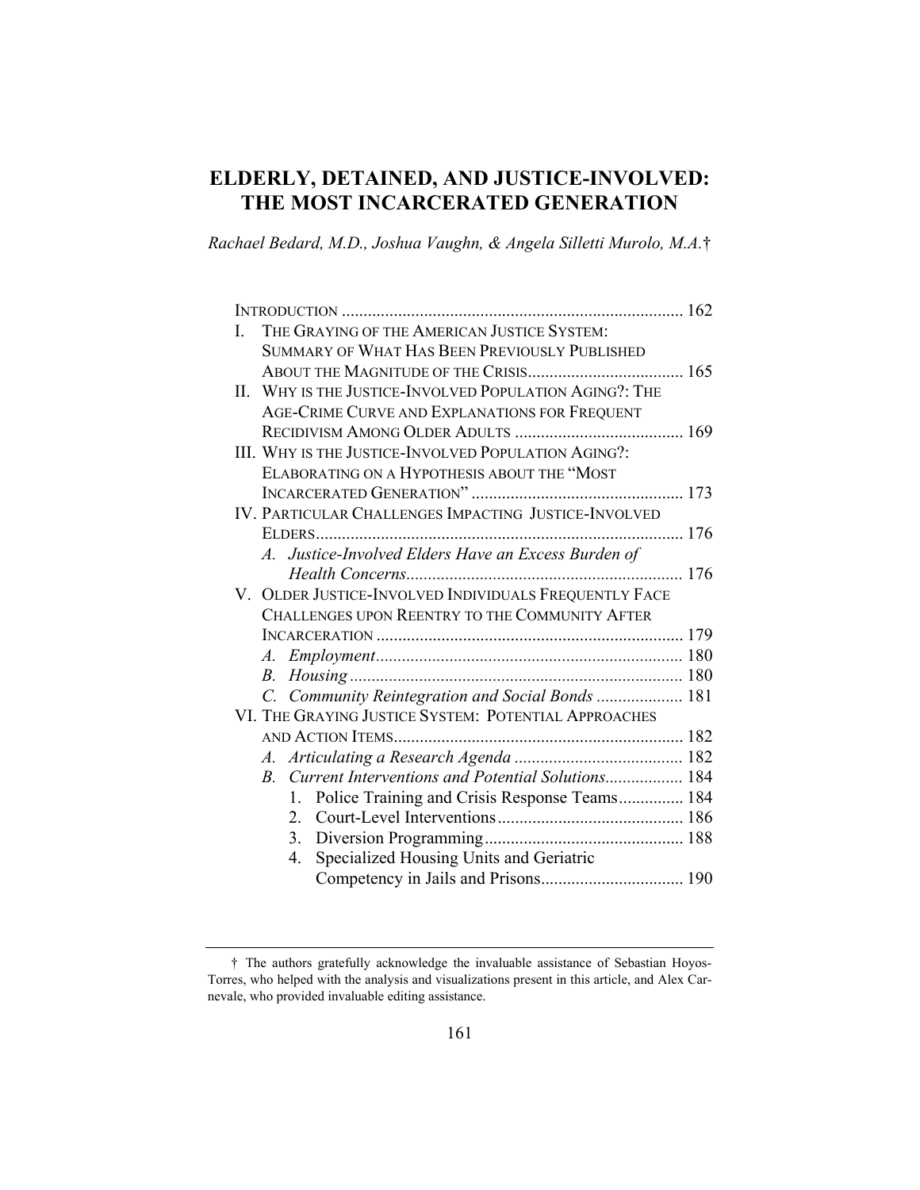# ELDERLY, DETAINED, AND JUSTICE-INVOLVED: THE MOST INCARCERATED GENERATION

*Rachael Bedard, M.D., Joshua Vaughn, & Angela Silletti Murolo, M.A.*†

INTRODUCTION ..... 162

I. THE GRAYING OF THE AMERICAN JUSTICE SYSTEM: SUMMARY OF WHAT HAS BEEN PREVIOUSLY PUBLISHED ABOUT THE MAGNITUDE OF THE CRISIS ..... 165

II. WHY IS THE JUSTICE-INVOLVED POPULATION AGING?: THE AGE-CRIME CURVE AND EXPLANATIONS FOR FREQUENT RECIDIVISM AMONG OLDER ADULTS ..... 169

III. WHY IS THE JUSTICE-INVOLVED POPULATION AGING?: ELABORATING ON A HYPOTHESIS ABOUT THE "MOST INCARCERATED GENERATION" ..... 173

IV. PARTICULAR CHALLENGES IMPACTING JUSTICE-INVOLVED ELDERS ..... 176

*A. Justice-Involved Elders Have an Excess Burden of Health Concerns* ..... 176

V. OLDER JUSTICE-INVOLVED INDIVIDUALS FREQUENTLY FACE CHALLENGES UPON REENTRY TO THE COMMUNITY AFTER INCARCERATION ..... 179

*A. Employment* ..... 180

*B. Housing* ..... 180

*C. Community Reintegration and Social Bonds* ..... 181

VI. THE GRAYING JUSTICE SYSTEM: POTENTIAL APPROACHES AND ACTION ITEMS ..... 182

*A. Articulating a Research Agenda* ..... 182

*B. Current Interventions and Potential Solutions* ..... 184

1. Police Training and Crisis Response Teams ..... 184
2. Court-Level Interventions ..... 186
3. Diversion Programming ..... 188
4. Specialized Housing Units and Geriatric Competency in Jails and Prisons ..... 190

---

† The authors gratefully acknowledge the invaluable assistance of Sebastian Hoyos-Torres, who helped with the analysis and visualizations present in this article, and Alex Carnevale, who provided invaluable editing assistance.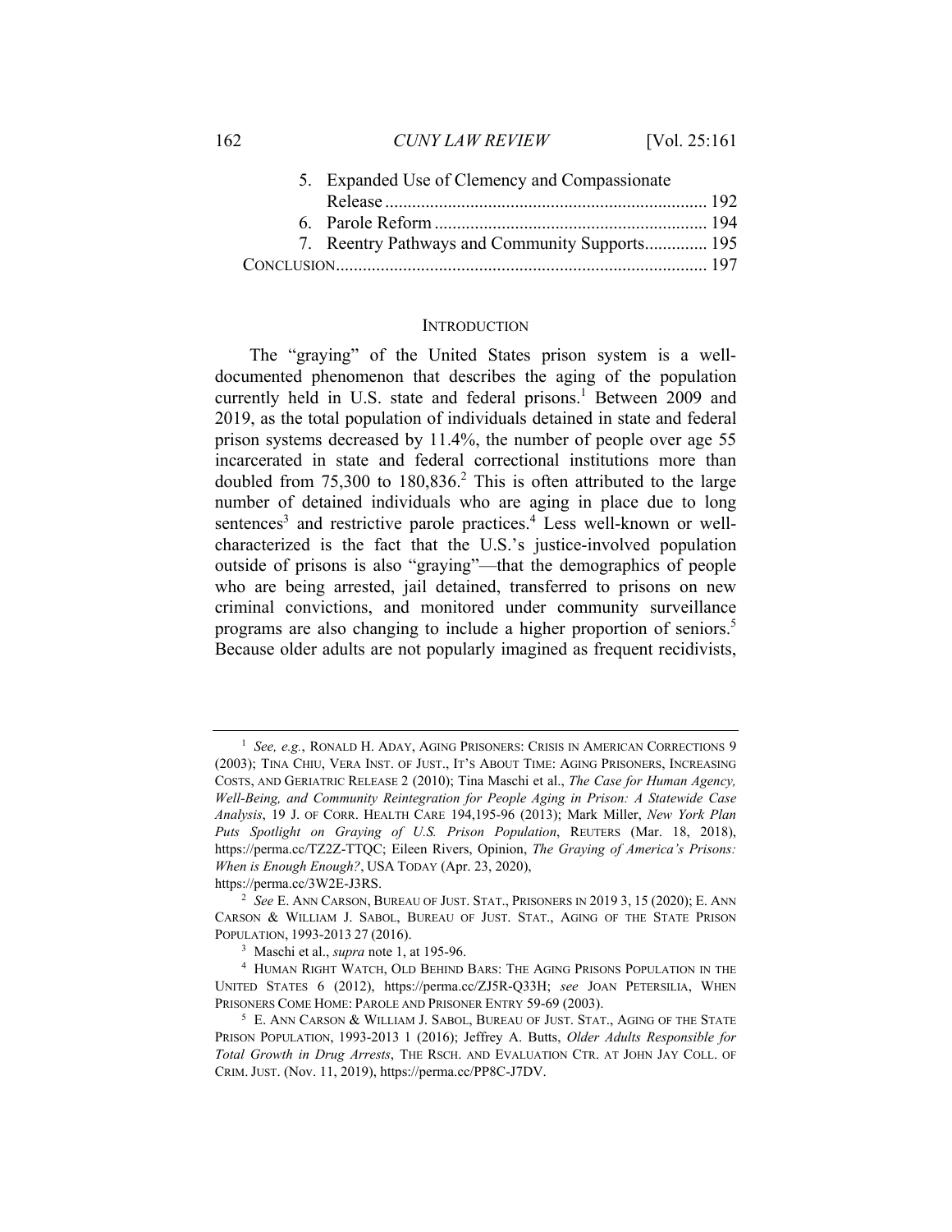5. Expanded Use of Clemency and Compassionate Release ........................................................................ 192
6. Parole Reform ............................................................ 194
7. Reentry Pathways and Community Supports.............. 195

CONCLUSION.................................................................................. 197

## INTRODUCTION

The "graying" of the United States prison system is a well-documented phenomenon that describes the aging of the population currently held in U.S. state and federal prisons.[1] Between 2009 and 2019, as the total population of individuals detained in state and federal prison systems decreased by 11.4%, the number of people over age 55 incarcerated in state and federal correctional institutions more than doubled from 75,300 to 180,836.[2] This is often attributed to the large number of detained individuals who are aging in place due to long sentences[3] and restrictive parole practices.[4] Less well-known or well-characterized is the fact that the U.S.'s justice-involved population outside of prisons is also "graying"—that the demographics of people who are being arrested, jail detained, transferred to prisons on new criminal convictions, and monitored under community surveillance programs are also changing to include a higher proportion of seniors.[5] Because older adults are not popularly imagined as frequent recidivists,

---

[1] *See, e.g.*, RONALD H. ADAY, AGING PRISONERS: CRISIS IN AMERICAN CORRECTIONS 9 (2003); TINA CHIU, VERA INST. OF JUST., IT'S ABOUT TIME: AGING PRISONERS, INCREASING COSTS, AND GERIATRIC RELEASE 2 (2010); Tina Maschi et al., *The Case for Human Agency, Well-Being, and Community Reintegration for People Aging in Prison: A Statewide Case Analysis*, 19 J. OF CORR. HEALTH CARE 194,195-96 (2013); Mark Miller, *New York Plan Puts Spotlight on Graying of U.S. Prison Population*, REUTERS (Mar. 18, 2018), https://perma.cc/TZ2Z-TTQC; Eileen Rivers, Opinion, *The Graying of America's Prisons: When is Enough Enough?*, USA TODAY (Apr. 23, 2020), https://perma.cc/3W2E-J3RS.

[2] *See* E. ANN CARSON, BUREAU OF JUST. STAT., PRISONERS IN 2019 3, 15 (2020); E. ANN CARSON & WILLIAM J. SABOL, BUREAU OF JUST. STAT., AGING OF THE STATE PRISON POPULATION, 1993-2013 27 (2016).

[3] Maschi et al., *supra* note 1, at 195-96.

[4] HUMAN RIGHT WATCH, OLD BEHIND BARS: THE AGING PRISONS POPULATION IN THE UNITED STATES 6 (2012), https://perma.cc/ZJ5R-Q33H; *see* JOAN PETERSILIA, WHEN PRISONERS COME HOME: PAROLE AND PRISONER ENTRY 59-69 (2003).

[5] E. ANN CARSON & WILLIAM J. SABOL, BUREAU OF JUST. STAT., AGING OF THE STATE PRISON POPULATION, 1993-2013 1 (2016); Jeffrey A. Butts, *Older Adults Responsible for Total Growth in Drug Arrests*, THE RSCH. AND EVALUATION CTR. AT JOHN JAY COLL. OF CRIM. JUST. (Nov. 11, 2019), https://perma.cc/PP8C-J7DV.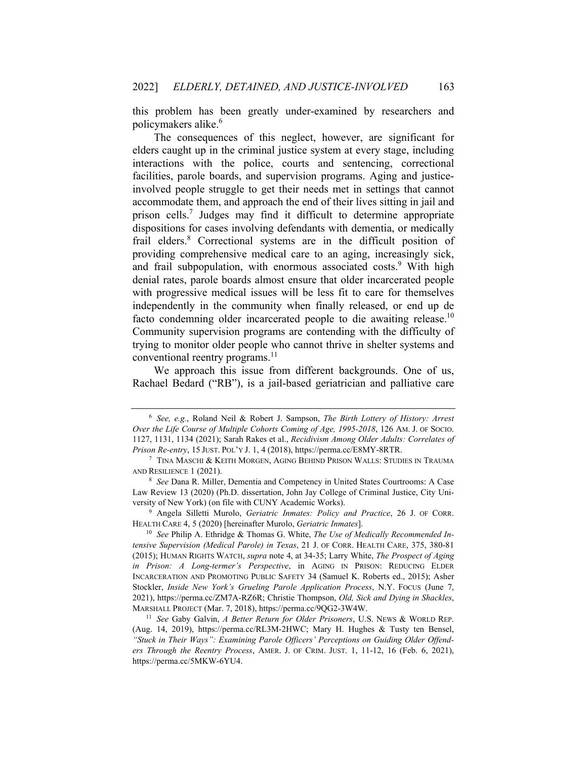this problem has been greatly under-examined by researchers and policymakers alike.[6]

The consequences of this neglect, however, are significant for elders caught up in the criminal justice system at every stage, including interactions with the police, courts and sentencing, correctional facilities, parole boards, and supervision programs. Aging and justice-involved people struggle to get their needs met in settings that cannot accommodate them, and approach the end of their lives sitting in jail and prison cells.[7] Judges may find it difficult to determine appropriate dispositions for cases involving defendants with dementia, or medically frail elders.[8] Correctional systems are in the difficult position of providing comprehensive medical care to an aging, increasingly sick, and frail subpopulation, with enormous associated costs.[9] With high denial rates, parole boards almost ensure that older incarcerated people with progressive medical issues will be less fit to care for themselves independently in the community when finally released, or end up de facto condemning older incarcerated people to die awaiting release.[10] Community supervision programs are contending with the difficulty of trying to monitor older people who cannot thrive in shelter systems and conventional reentry programs.[11]

We approach this issue from different backgrounds. One of us, Rachael Bedard ("RB"), is a jail-based geriatrician and palliative care

---

[6] *See, e.g.*, Roland Neil & Robert J. Sampson, *The Birth Lottery of History: Arrest Over the Life Course of Multiple Cohorts Coming of Age, 1995-2018*, 126 AM. J. OF SOCIO. 1127, 1131, 1134 (2021); Sarah Rakes et al., *Recidivism Among Older Adults: Correlates of Prison Re-entry*, 15 JUST. POL'Y J. 1, 4 (2018), https://perma.cc/E8MY-8RTR.

[7] TINA MASCHI & KEITH MORGEN, AGING BEHIND PRISON WALLS: STUDIES IN TRAUMA AND RESILIENCE 1 (2021).

[8] *See* Dana R. Miller, Dementia and Competency in United States Courtrooms: A Case Law Review 13 (2020) (Ph.D. dissertation, John Jay College of Criminal Justice, City University of New York) (on file with CUNY Academic Works).

[9] Angela Silletti Murolo, *Geriatric Inmates: Policy and Practice*, 26 J. OF CORR. HEALTH CARE 4, 5 (2020) [hereinafter Murolo, *Geriatric Inmates*].

[10] *See* Philip A. Ethridge & Thomas G. White, *The Use of Medically Recommended Intensive Supervision (Medical Parole) in Texas*, 21 J. OF CORR. HEALTH CARE, 375, 380-81 (2015); HUMAN RIGHTS WATCH, *supra* note 4, at 34-35; Larry White, *The Prospect of Aging in Prison: A Long-termer's Perspective*, in AGING IN PRISON: REDUCING ELDER INCARCERATION AND PROMOTING PUBLIC SAFETY 34 (Samuel K. Roberts ed., 2015); Asher Stockler, *Inside New York's Grueling Parole Application Process*, N.Y. FOCUS (June 7, 2021), https://perma.cc/ZM7A-RZ6R; Christie Thompson, *Old, Sick and Dying in Shackles*, MARSHALL PROJECT (Mar. 7, 2018), https://perma.cc/9QG2-3W4W.

[11] *See* Gaby Galvin, *A Better Return for Older Prisoners*, U.S. NEWS & WORLD REP. (Aug. 14, 2019), https://perma.cc/RL3M-2HWC; Mary H. Hughes & Tusty ten Bensel, *"Stuck in Their Ways": Examining Parole Officers' Perceptions on Guiding Older Offenders Through the Reentry Process*, AMER. J. OF CRIM. JUST. 1, 11-12, 16 (Feb. 6, 2021), https://perma.cc/5MKW-6YU4.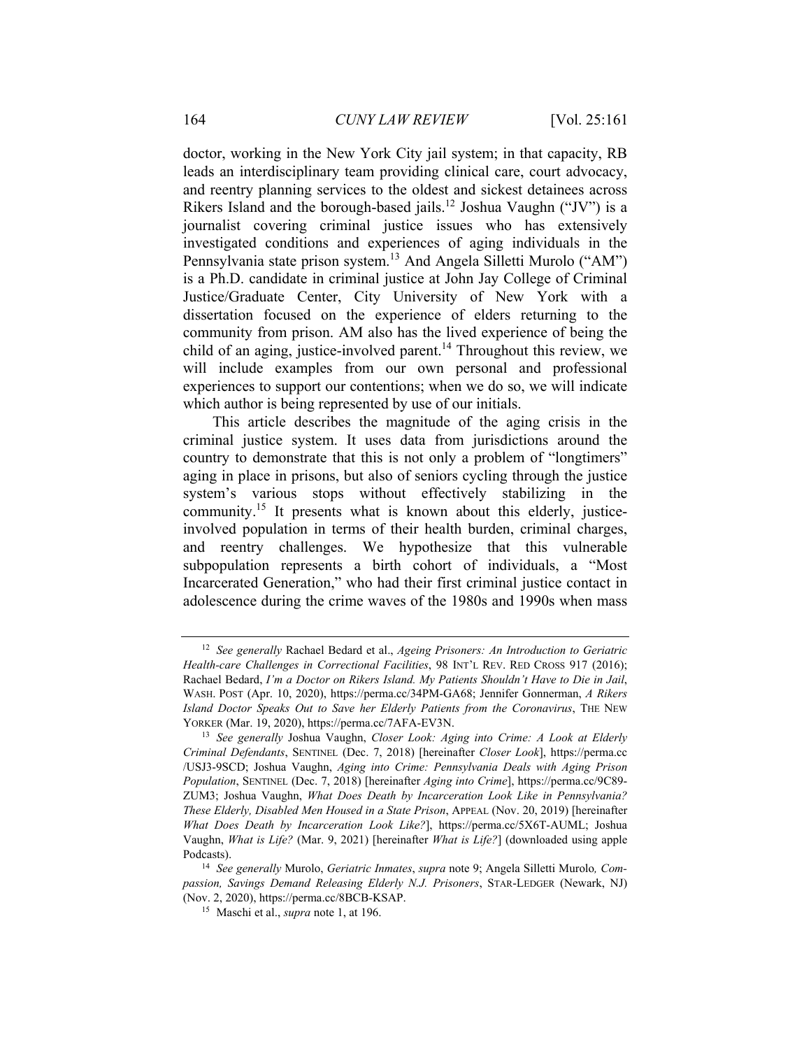doctor, working in the New York City jail system; in that capacity, RB leads an interdisciplinary team providing clinical care, court advocacy, and reentry planning services to the oldest and sickest detainees across Rikers Island and the borough-based jails.[12] Joshua Vaughn ("JV") is a journalist covering criminal justice issues who has extensively investigated conditions and experiences of aging individuals in the Pennsylvania state prison system.[13] And Angela Silletti Murolo ("AM") is a Ph.D. candidate in criminal justice at John Jay College of Criminal Justice/Graduate Center, City University of New York with a dissertation focused on the experience of elders returning to the community from prison. AM also has the lived experience of being the child of an aging, justice-involved parent.[14] Throughout this review, we will include examples from our own personal and professional experiences to support our contentions; when we do so, we will indicate which author is being represented by use of our initials.

This article describes the magnitude of the aging crisis in the criminal justice system. It uses data from jurisdictions around the country to demonstrate that this is not only a problem of "longtimers" aging in place in prisons, but also of seniors cycling through the justice system's various stops without effectively stabilizing in the community.[15] It presents what is known about this elderly, justice-involved population in terms of their health burden, criminal charges, and reentry challenges. We hypothesize that this vulnerable subpopulation represents a birth cohort of individuals, a "Most Incarcerated Generation," who had their first criminal justice contact in adolescence during the crime waves of the 1980s and 1990s when mass

---

[12] *See generally* Rachael Bedard et al., *Ageing Prisoners: An Introduction to Geriatric Health-care Challenges in Correctional Facilities*, 98 INT'L REV. RED CROSS 917 (2016); Rachael Bedard, *I'm a Doctor on Rikers Island. My Patients Shouldn't Have to Die in Jail*, WASH. POST (Apr. 10, 2020), https://perma.cc/34PM-GA68; Jennifer Gonnerman, *A Rikers Island Doctor Speaks Out to Save her Elderly Patients from the Coronavirus*, THE NEW YORKER (Mar. 19, 2020), https://perma.cc/7AFA-EV3N.

[13] *See generally* Joshua Vaughn, *Closer Look: Aging into Crime: A Look at Elderly Criminal Defendants*, SENTINEL (Dec. 7, 2018) [hereinafter *Closer Look*], https://perma.cc/USJ3-9SCD; Joshua Vaughn, *Aging into Crime: Pennsylvania Deals with Aging Prison Population*, SENTINEL (Dec. 7, 2018) [hereinafter *Aging into Crime*], https://perma.cc/9C89-ZUM3; Joshua Vaughn, *What Does Death by Incarceration Look Like in Pennsylvania? These Elderly, Disabled Men Housed in a State Prison*, APPEAL (Nov. 20, 2019) [hereinafter *What Does Death by Incarceration Look Like?*], https://perma.cc/5X6T-AUML; Joshua Vaughn, *What is Life?* (Mar. 9, 2021) [hereinafter *What is Life?*] (downloaded using apple Podcasts).

[14] *See generally* Murolo, *Geriatric Inmates*, *supra* note 9; Angela Silletti Murolo*, Compassion, Savings Demand Releasing Elderly N.J. Prisoners*, STAR-LEDGER (Newark, NJ) (Nov. 2, 2020), https://perma.cc/8BCB-KSAP.

[15] Maschi et al., *supra* note 1, at 196.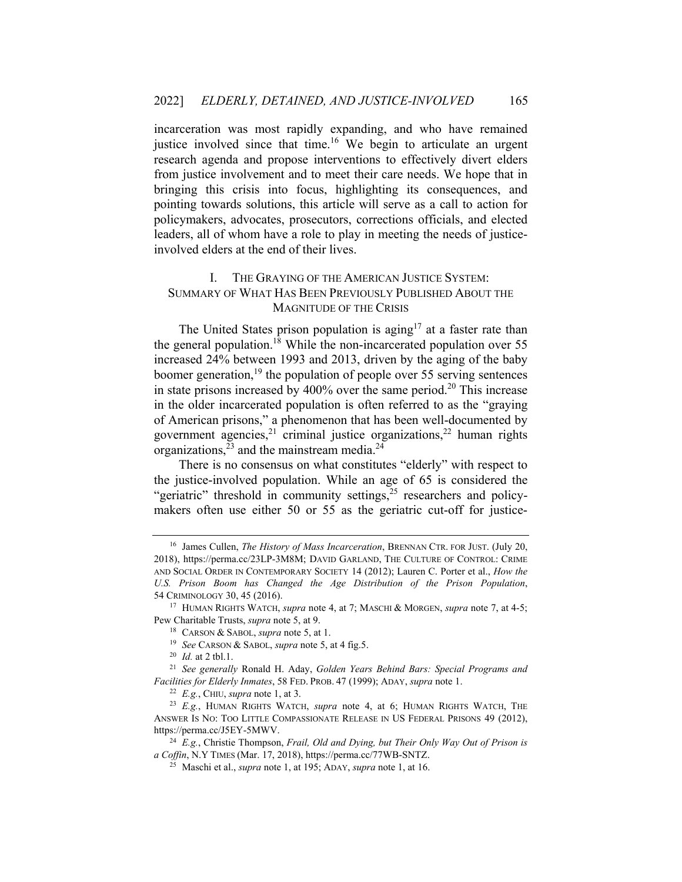incarceration was most rapidly expanding, and who have remained justice involved since that time.[16] We begin to articulate an urgent research agenda and propose interventions to effectively divert elders from justice involvement and to meet their care needs. We hope that in bringing this crisis into focus, highlighting its consequences, and pointing towards solutions, this article will serve as a call to action for policymakers, advocates, prosecutors, corrections officials, and elected leaders, all of whom have a role to play in meeting the needs of justice-involved elders at the end of their lives.

## I. THE GRAYING OF THE AMERICAN JUSTICE SYSTEM: SUMMARY OF WHAT HAS BEEN PREVIOUSLY PUBLISHED ABOUT THE MAGNITUDE OF THE CRISIS

The United States prison population is aging[17] at a faster rate than the general population.[18] While the non-incarcerated population over 55 increased 24% between 1993 and 2013, driven by the aging of the baby boomer generation,[19] the population of people over 55 serving sentences in state prisons increased by 400% over the same period.[20] This increase in the older incarcerated population is often referred to as the "graying of American prisons," a phenomenon that has been well-documented by government agencies,[21] criminal justice organizations,[22] human rights organizations,[23] and the mainstream media.[24]

There is no consensus on what constitutes "elderly" with respect to the justice-involved population. While an age of 65 is considered the "geriatric" threshold in community settings,[25] researchers and policy-makers often use either 50 or 55 as the geriatric cut-off for justice-

---

[16] James Cullen, *The History of Mass Incarceration*, BRENNAN CTR. FOR JUST. (July 20, 2018), https://perma.cc/23LP-3M8M; DAVID GARLAND, THE CULTURE OF CONTROL: CRIME AND SOCIAL ORDER IN CONTEMPORARY SOCIETY 14 (2012); Lauren C. Porter et al., *How the U.S. Prison Boom has Changed the Age Distribution of the Prison Population*, 54 CRIMINOLOGY 30, 45 (2016).

[17] HUMAN RIGHTS WATCH, *supra* note 4, at 7; MASCHI & MORGEN, *supra* note 7, at 4-5; Pew Charitable Trusts, *supra* note 5, at 9.

[18] CARSON & SABOL, *supra* note 5, at 1.

[19] *See* CARSON & SABOL, *supra* note 5, at 4 fig.5.

[20] *Id.* at 2 tbl.1.

[21] *See generally* Ronald H. Aday, *Golden Years Behind Bars: Special Programs and Facilities for Elderly Inmates*, 58 FED. PROB. 47 (1999); ADAY, *supra* note 1.

[22] *E.g.*, CHIU, *supra* note 1, at 3.

[23] *E.g.*, HUMAN RIGHTS WATCH, *supra* note 4, at 6; HUMAN RIGHTS WATCH, THE ANSWER IS NO: TOO LITTLE COMPASSIONATE RELEASE IN US FEDERAL PRISONS 49 (2012), https://perma.cc/J5EY-5MWV.

[24] *E.g.*, Christie Thompson, *Frail, Old and Dying, but Their Only Way Out of Prison is a Coffin*, N.Y TIMES (Mar. 17, 2018), https://perma.cc/77WB-SNTZ.

[25] Maschi et al., *supra* note 1, at 195; ADAY, *supra* note 1, at 16.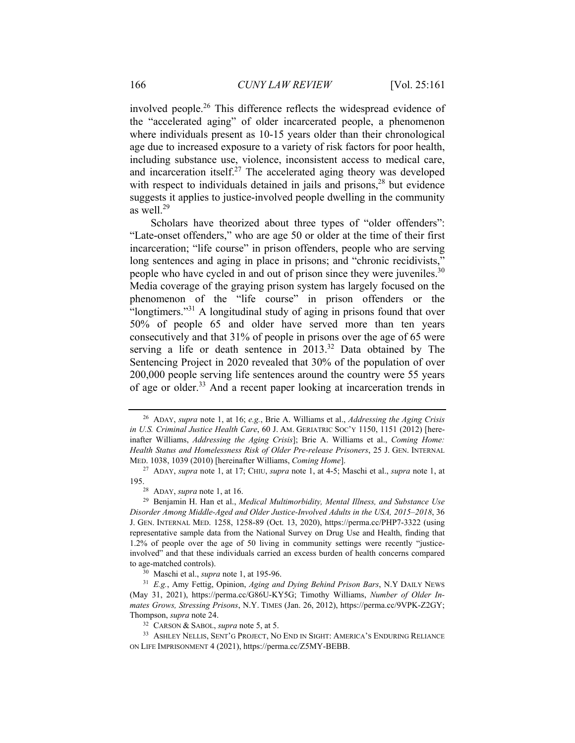involved people.[26] This difference reflects the widespread evidence of the "accelerated aging" of older incarcerated people, a phenomenon where individuals present as 10-15 years older than their chronological age due to increased exposure to a variety of risk factors for poor health, including substance use, violence, inconsistent access to medical care, and incarceration itself.[27] The accelerated aging theory was developed with respect to individuals detained in jails and prisons,[28] but evidence suggests it applies to justice-involved people dwelling in the community as well.[29]

Scholars have theorized about three types of "older offenders": "Late-onset offenders," who are age 50 or older at the time of their first incarceration; "life course" in prison offenders, people who are serving long sentences and aging in place in prisons; and "chronic recidivists," people who have cycled in and out of prison since they were juveniles.[30] Media coverage of the graying prison system has largely focused on the phenomenon of the "life course" in prison offenders or the "longtimers."[31] A longitudinal study of aging in prisons found that over 50% of people 65 and older have served more than ten years consecutively and that 31% of people in prisons over the age of 65 were serving a life or death sentence in 2013.[32] Data obtained by The Sentencing Project in 2020 revealed that 30% of the population of over 200,000 people serving life sentences around the country were 55 years of age or older.[33] And a recent paper looking at incarceration trends in

---

[26] ADAY, *supra* note 1, at 16; *e.g.*, Brie A. Williams et al., *Addressing the Aging Crisis in U.S. Criminal Justice Health Care*, 60 J. AM. GERIATRIC SOC'Y 1150, 1151 (2012) [hereinafter Williams, *Addressing the Aging Crisis*]; Brie A. Williams et al., *Coming Home: Health Status and Homelessness Risk of Older Pre-release Prisoners*, 25 J. GEN. INTERNAL MED. 1038, 1039 (2010) [hereinafter Williams, *Coming Home*].

[27] ADAY, *supra* note 1, at 17; CHIU, *supra* note 1, at 4-5; Maschi et al., *supra* note 1, at 195.

[28] ADAY, *supra* note 1, at 16.

[29] Benjamin H. Han et al., *Medical Multimorbidity, Mental Illness, and Substance Use Disorder Among Middle-Aged and Older Justice-Involved Adults in the USA, 2015–2018*, 36 J. GEN. INTERNAL MED. 1258, 1258-89 (Oct. 13, 2020), https://perma.cc/PHP7-3322 (using representative sample data from the National Survey on Drug Use and Health, finding that 1.2% of people over the age of 50 living in community settings were recently "justice-involved" and that these individuals carried an excess burden of health concerns compared to age-matched controls).

[30] Maschi et al., *supra* note 1, at 195-96.

[31] *E.g.*, Amy Fettig, Opinion, *Aging and Dying Behind Prison Bars*, N.Y DAILY NEWS (May 31, 2021), https://perma.cc/G86U-KY5G; Timothy Williams, *Number of Older Inmates Grows, Stressing Prisons*, N.Y. TIMES (Jan. 26, 2012), https://perma.cc/9VPK-Z2GY; Thompson, *supra* note 24.

[32] CARSON & SABOL, *supra* note 5, at 5.

[33] ASHLEY NELLIS, SENT'G PROJECT, NO END IN SIGHT: AMERICA'S ENDURING RELIANCE ON LIFE IMPRISONMENT 4 (2021), https://perma.cc/Z5MY-BEBB.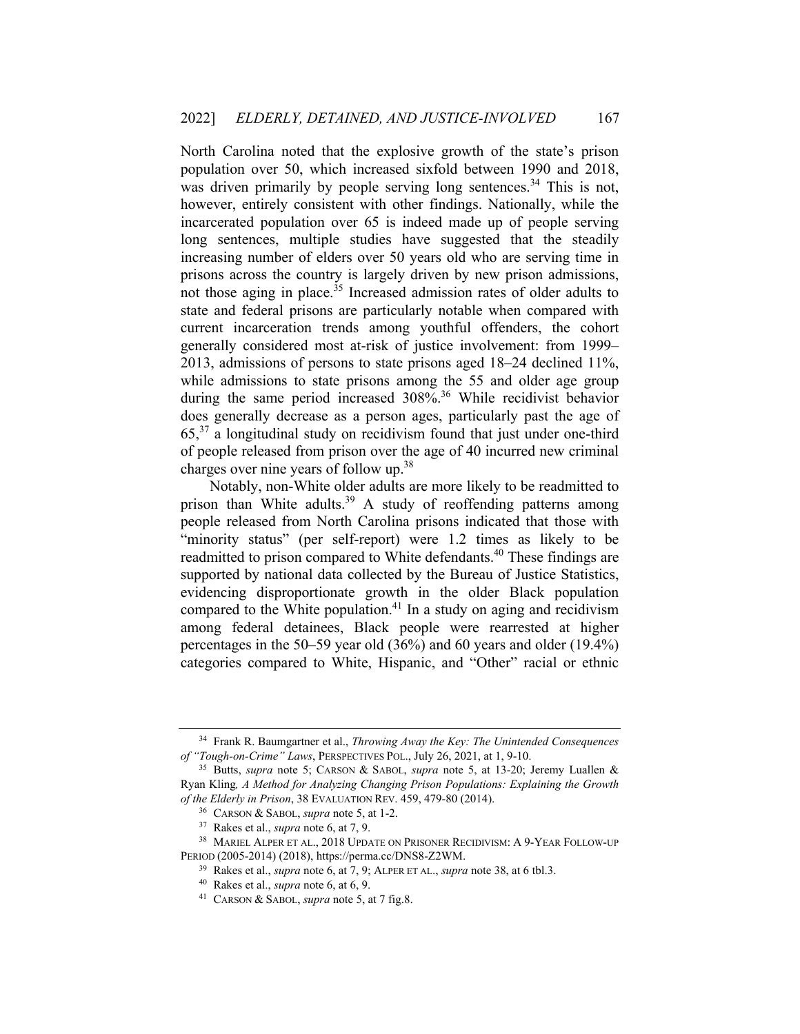North Carolina noted that the explosive growth of the state's prison population over 50, which increased sixfold between 1990 and 2018, was driven primarily by people serving long sentences.[34] This is not, however, entirely consistent with other findings. Nationally, while the incarcerated population over 65 is indeed made up of people serving long sentences, multiple studies have suggested that the steadily increasing number of elders over 50 years old who are serving time in prisons across the country is largely driven by new prison admissions, not those aging in place.[35] Increased admission rates of older adults to state and federal prisons are particularly notable when compared with current incarceration trends among youthful offenders, the cohort generally considered most at-risk of justice involvement: from 1999–2013, admissions of persons to state prisons aged 18–24 declined 11%, while admissions to state prisons among the 55 and older age group during the same period increased 308%.[36] While recidivist behavior does generally decrease as a person ages, particularly past the age of 65,[37] a longitudinal study on recidivism found that just under one-third of people released from prison over the age of 40 incurred new criminal charges over nine years of follow up.[38]

Notably, non-White older adults are more likely to be readmitted to prison than White adults.[39] A study of reoffending patterns among people released from North Carolina prisons indicated that those with "minority status" (per self-report) were 1.2 times as likely to be readmitted to prison compared to White defendants.[40] These findings are supported by national data collected by the Bureau of Justice Statistics, evidencing disproportionate growth in the older Black population compared to the White population.[41] In a study on aging and recidivism among federal detainees, Black people were rearrested at higher percentages in the 50–59 year old (36%) and 60 years and older (19.4%) categories compared to White, Hispanic, and "Other" racial or ethnic

---

[34] Frank R. Baumgartner et al., *Throwing Away the Key: The Unintended Consequences of "Tough-on-Crime" Laws*, PERSPECTIVES POL., July 26, 2021, at 1, 9-10.

[35] Butts, *supra* note 5; CARSON & SABOL, *supra* note 5, at 13-20; Jeremy Luallen & Ryan Kling, *A Method for Analyzing Changing Prison Populations: Explaining the Growth of the Elderly in Prison*, 38 EVALUATION REV. 459, 479-80 (2014).

[36] CARSON & SABOL, *supra* note 5, at 1-2.

[37] Rakes et al., *supra* note 6, at 7, 9.

[38] MARIEL ALPER ET AL., 2018 UPDATE ON PRISONER RECIDIVISM: A 9-YEAR FOLLOW-UP PERIOD (2005-2014) (2018), https://perma.cc/DNS8-Z2WM.

[39] Rakes et al., *supra* note 6, at 7, 9; ALPER ET AL., *supra* note 38, at 6 tbl.3.

[40] Rakes et al., *supra* note 6, at 6, 9.

[41] CARSON & SABOL, *supra* note 5, at 7 fig.8.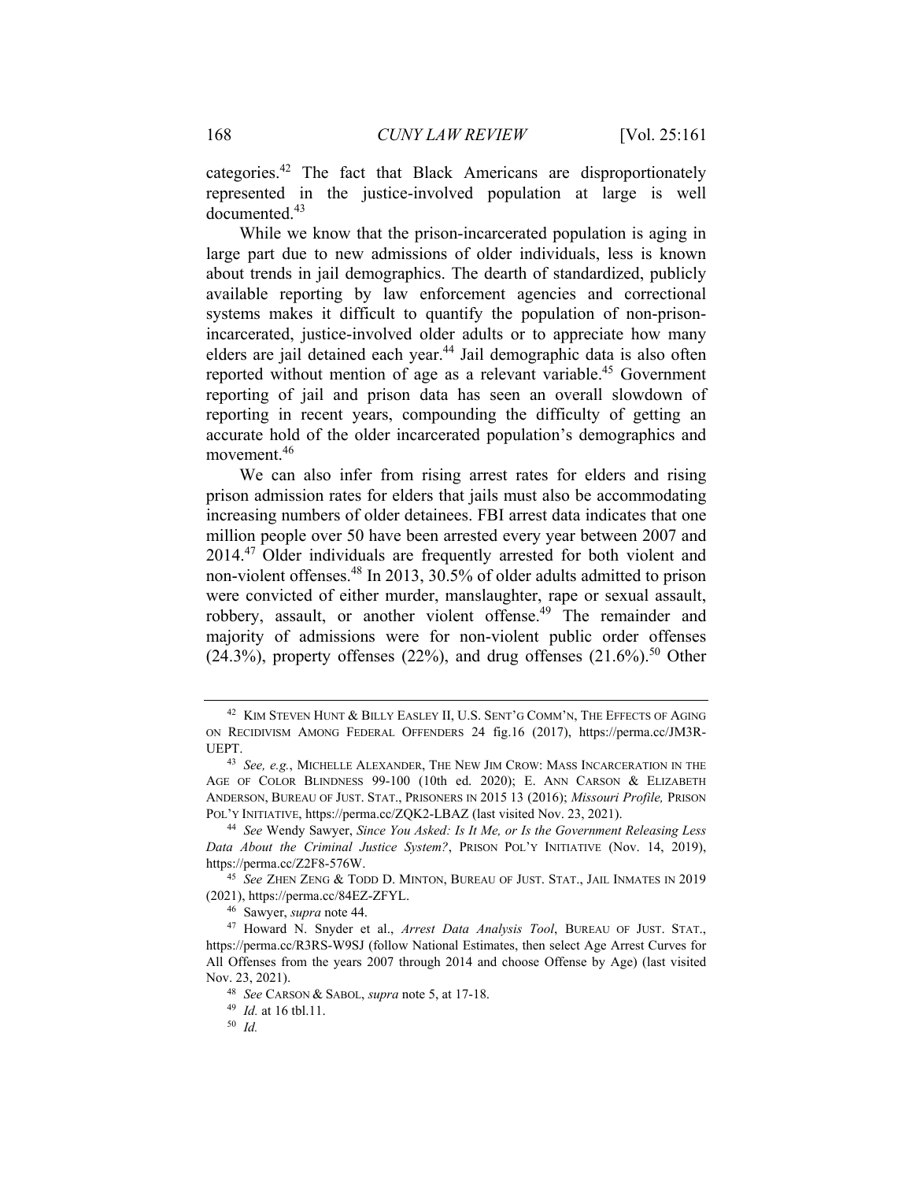categories.[42] The fact that Black Americans are disproportionately represented in the justice-involved population at large is well documented.[43]

While we know that the prison-incarcerated population is aging in large part due to new admissions of older individuals, less is known about trends in jail demographics. The dearth of standardized, publicly available reporting by law enforcement agencies and correctional systems makes it difficult to quantify the population of non-prison-incarcerated, justice-involved older adults or to appreciate how many elders are jail detained each year.[44] Jail demographic data is also often reported without mention of age as a relevant variable.[45] Government reporting of jail and prison data has seen an overall slowdown of reporting in recent years, compounding the difficulty of getting an accurate hold of the older incarcerated population's demographics and movement.[46]

We can also infer from rising arrest rates for elders and rising prison admission rates for elders that jails must also be accommodating increasing numbers of older detainees. FBI arrest data indicates that one million people over 50 have been arrested every year between 2007 and 2014.[47] Older individuals are frequently arrested for both violent and non-violent offenses.[48] In 2013, 30.5% of older adults admitted to prison were convicted of either murder, manslaughter, rape or sexual assault, robbery, assault, or another violent offense.[49] The remainder and majority of admissions were for non-violent public order offenses (24.3%), property offenses (22%), and drug offenses (21.6%).[50] Other

---

[42] KIM STEVEN HUNT & BILLY EASLEY II, U.S. SENT'G COMM'N, THE EFFECTS OF AGING ON RECIDIVISM AMONG FEDERAL OFFENDERS 24 fig.16 (2017), https://perma.cc/JM3R-UEPT.

[43] *See, e.g.*, MICHELLE ALEXANDER, THE NEW JIM CROW: MASS INCARCERATION IN THE AGE OF COLOR BLINDNESS 99-100 (10th ed. 2020); E. ANN CARSON & ELIZABETH ANDERSON, BUREAU OF JUST. STAT., PRISONERS IN 2015 13 (2016); *Missouri Profile,* PRISON POL'Y INITIATIVE, https://perma.cc/ZQK2-LBAZ (last visited Nov. 23, 2021).

[44] *See* Wendy Sawyer, *Since You Asked: Is It Me, or Is the Government Releasing Less Data About the Criminal Justice System?*, PRISON POL'Y INITIATIVE (Nov. 14, 2019), https://perma.cc/Z2F8-576W.

[45] *See* ZHEN ZENG & TODD D. MINTON, BUREAU OF JUST. STAT., JAIL INMATES IN 2019 (2021), https://perma.cc/84EZ-ZFYL.

[46] Sawyer, *supra* note 44.

[47] Howard N. Snyder et al., *Arrest Data Analysis Tool*, BUREAU OF JUST. STAT., https://perma.cc/R3RS-W9SJ (follow National Estimates, then select Age Arrest Curves for All Offenses from the years 2007 through 2014 and choose Offense by Age) (last visited Nov. 23, 2021).

[48] *See* CARSON & SABOL, *supra* note 5, at 17-18.

[49] *Id.* at 16 tbl.11.

[50] *Id.*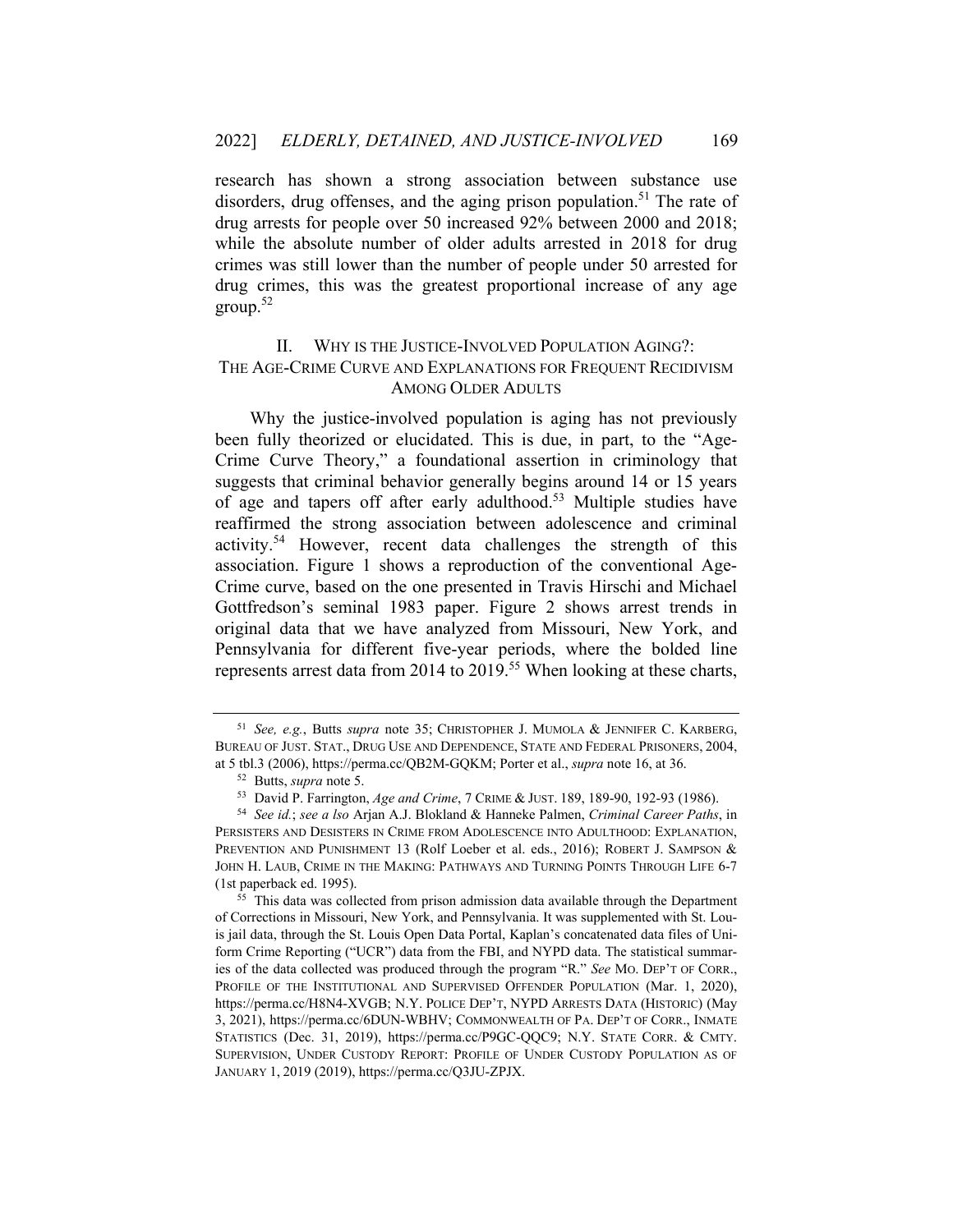research has shown a strong association between substance use disorders, drug offenses, and the aging prison population.[51] The rate of drug arrests for people over 50 increased 92% between 2000 and 2018; while the absolute number of older adults arrested in 2018 for drug crimes was still lower than the number of people under 50 arrested for drug crimes, this was the greatest proportional increase of any age group.[52]

## II. WHY IS THE JUSTICE-INVOLVED POPULATION AGING?: THE AGE-CRIME CURVE AND EXPLANATIONS FOR FREQUENT RECIDIVISM AMONG OLDER ADULTS

Why the justice-involved population is aging has not previously been fully theorized or elucidated. This is due, in part, to the "Age-Crime Curve Theory," a foundational assertion in criminology that suggests that criminal behavior generally begins around 14 or 15 years of age and tapers off after early adulthood.[53] Multiple studies have reaffirmed the strong association between adolescence and criminal activity.[54] However, recent data challenges the strength of this association. Figure 1 shows a reproduction of the conventional Age-Crime curve, based on the one presented in Travis Hirschi and Michael Gottfredson's seminal 1983 paper. Figure 2 shows arrest trends in original data that we have analyzed from Missouri, New York, and Pennsylvania for different five-year periods, where the bolded line represents arrest data from 2014 to 2019.[55] When looking at these charts,

---

[51] *See, e.g.*, Butts *supra* note 35; CHRISTOPHER J. MUMOLA & JENNIFER C. KARBERG, BUREAU OF JUST. STAT., DRUG USE AND DEPENDENCE, STATE AND FEDERAL PRISONERS, 2004, at 5 tbl.3 (2006), https://perma.cc/QB2M-GQKM; Porter et al., *supra* note 16, at 36.

[52] Butts, *supra* note 5.

[53] David P. Farrington, *Age and Crime*, 7 CRIME & JUST. 189, 189-90, 192-93 (1986).

[54] *See id.*; *see a lso* Arjan A.J. Blokland & Hanneke Palmen, *Criminal Career Paths*, in PERSISTERS AND DESISTERS IN CRIME FROM ADOLESCENCE INTO ADULTHOOD: EXPLANATION, PREVENTION AND PUNISHMENT 13 (Rolf Loeber et al. eds., 2016); ROBERT J. SAMPSON & JOHN H. LAUB, CRIME IN THE MAKING: PATHWAYS AND TURNING POINTS THROUGH LIFE 6-7 (1st paperback ed. 1995).

[55] This data was collected from prison admission data available through the Department of Corrections in Missouri, New York, and Pennsylvania. It was supplemented with St. Louis jail data, through the St. Louis Open Data Portal, Kaplan's concatenated data files of Uniform Crime Reporting ("UCR") data from the FBI, and NYPD data. The statistical summaries of the data collected was produced through the program "R." *See* MO. DEP'T OF CORR., PROFILE OF THE INSTITUTIONAL AND SUPERVISED OFFENDER POPULATION (Mar. 1, 2020), https://perma.cc/H8N4-XVGB; N.Y. POLICE DEP'T, NYPD ARRESTS DATA (HISTORIC) (May 3, 2021), https://perma.cc/6DUN-WBHV; COMMONWEALTH OF PA. DEP'T OF CORR., INMATE STATISTICS (Dec. 31, 2019), https://perma.cc/P9GC-QQC9; N.Y. STATE CORR. & CMTY. SUPERVISION, UNDER CUSTODY REPORT: PROFILE OF UNDER CUSTODY POPULATION AS OF JANUARY 1, 2019 (2019), https://perma.cc/Q3JU-ZPJX.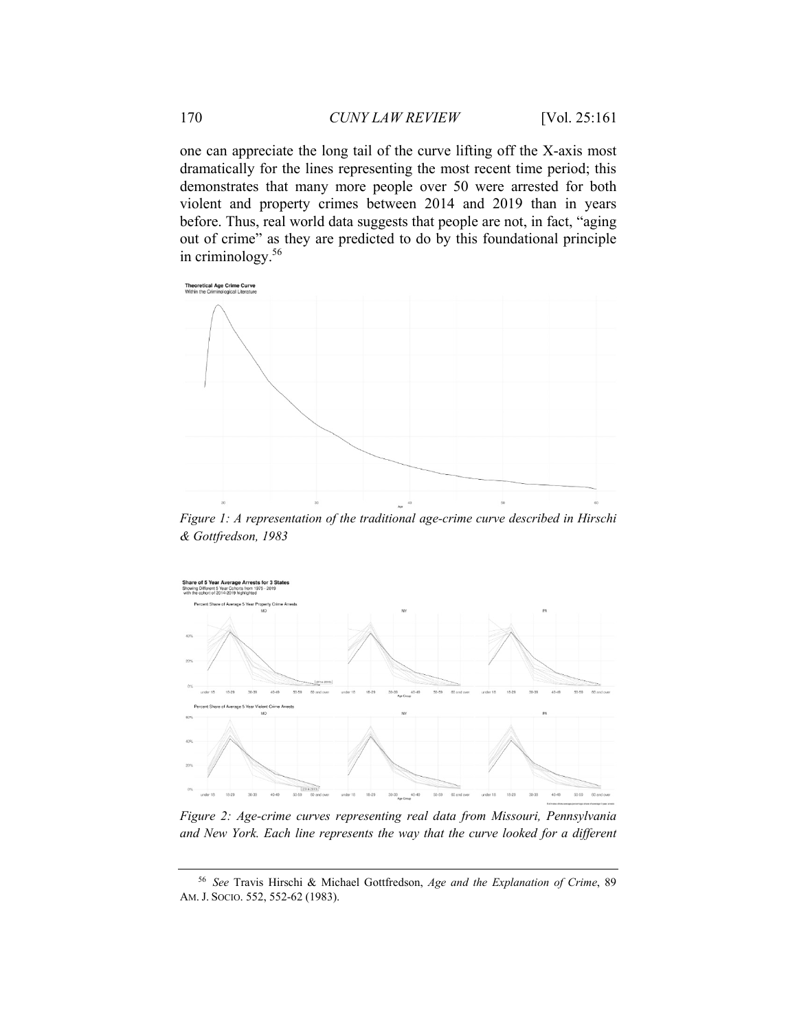one can appreciate the long tail of the curve lifting off the X-axis most dramatically for the lines representing the most recent time period; this demonstrates that many more people over 50 were arrested for both violent and property crimes between 2014 and 2019 than in years before. Thus, real world data suggests that people are not, in fact, "aging out of crime" as they are predicted to do by this foundational principle in criminology.[56]

*Figure 1: A representation of the traditional age-crime curve described in Hirschi & Gottfredson, 1983*

*Figure 2: Age-crime curves representing real data from Missouri, Pennsylvania and New York. Each line represents the way that the curve looked for a different*

---

[56] *See* Travis Hirschi & Michael Gottfredson, *Age and the Explanation of Crime*, 89 AM. J. SOCIO. 552, 552-62 (1983).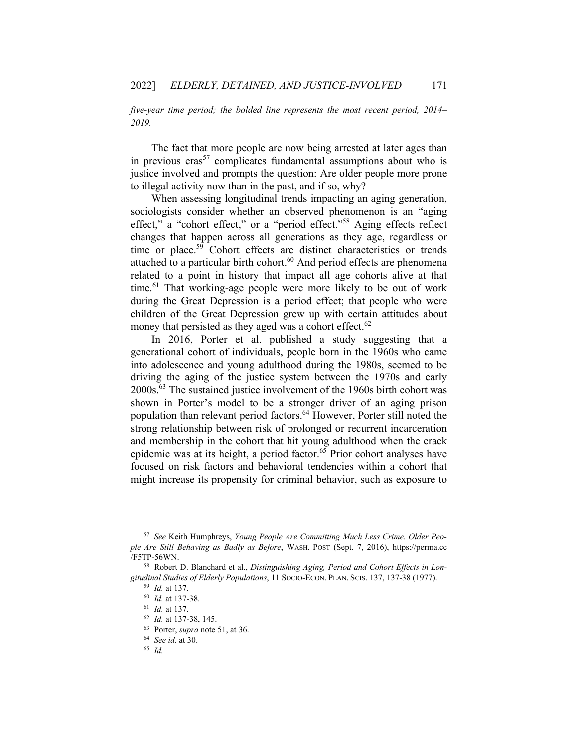*five-year time period; the bolded line represents the most recent period, 2014–2019.*

The fact that more people are now being arrested at later ages than in previous eras[57] complicates fundamental assumptions about who is justice involved and prompts the question: Are older people more prone to illegal activity now than in the past, and if so, why?

When assessing longitudinal trends impacting an aging generation, sociologists consider whether an observed phenomenon is an "aging effect," a "cohort effect," or a "period effect."[58] Aging effects reflect changes that happen across all generations as they age, regardless or time or place.[59] Cohort effects are distinct characteristics or trends attached to a particular birth cohort.[60] And period effects are phenomena related to a point in history that impact all age cohorts alive at that time.[61] That working-age people were more likely to be out of work during the Great Depression is a period effect; that people who were children of the Great Depression grew up with certain attitudes about money that persisted as they aged was a cohort effect.[62]

In 2016, Porter et al. published a study suggesting that a generational cohort of individuals, people born in the 1960s who came into adolescence and young adulthood during the 1980s, seemed to be driving the aging of the justice system between the 1970s and early 2000s.[63] The sustained justice involvement of the 1960s birth cohort was shown in Porter's model to be a stronger driver of an aging prison population than relevant period factors.[64] However, Porter still noted the strong relationship between risk of prolonged or recurrent incarceration and membership in the cohort that hit young adulthood when the crack epidemic was at its height, a period factor.[65] Prior cohort analyses have focused on risk factors and behavioral tendencies within a cohort that might increase its propensity for criminal behavior, such as exposure to

---

[57] *See* Keith Humphreys, *Young People Are Committing Much Less Crime. Older People Are Still Behaving as Badly as Before*, WASH. POST (Sept. 7, 2016), https://perma.cc/F5TP-56WN.

[58] Robert D. Blanchard et al., *Distinguishing Aging, Period and Cohort Effects in Longitudinal Studies of Elderly Populations*, 11 SOCIO-ECON. PLAN. SCIS. 137, 137-38 (1977).

[59] *Id.* at 137.

[60] *Id.* at 137-38.

[61] *Id.* at 137.

[62] *Id.* at 137-38, 145.

[63] Porter, *supra* note 51, at 36.

[64] *See id.* at 30.

[65] *Id.*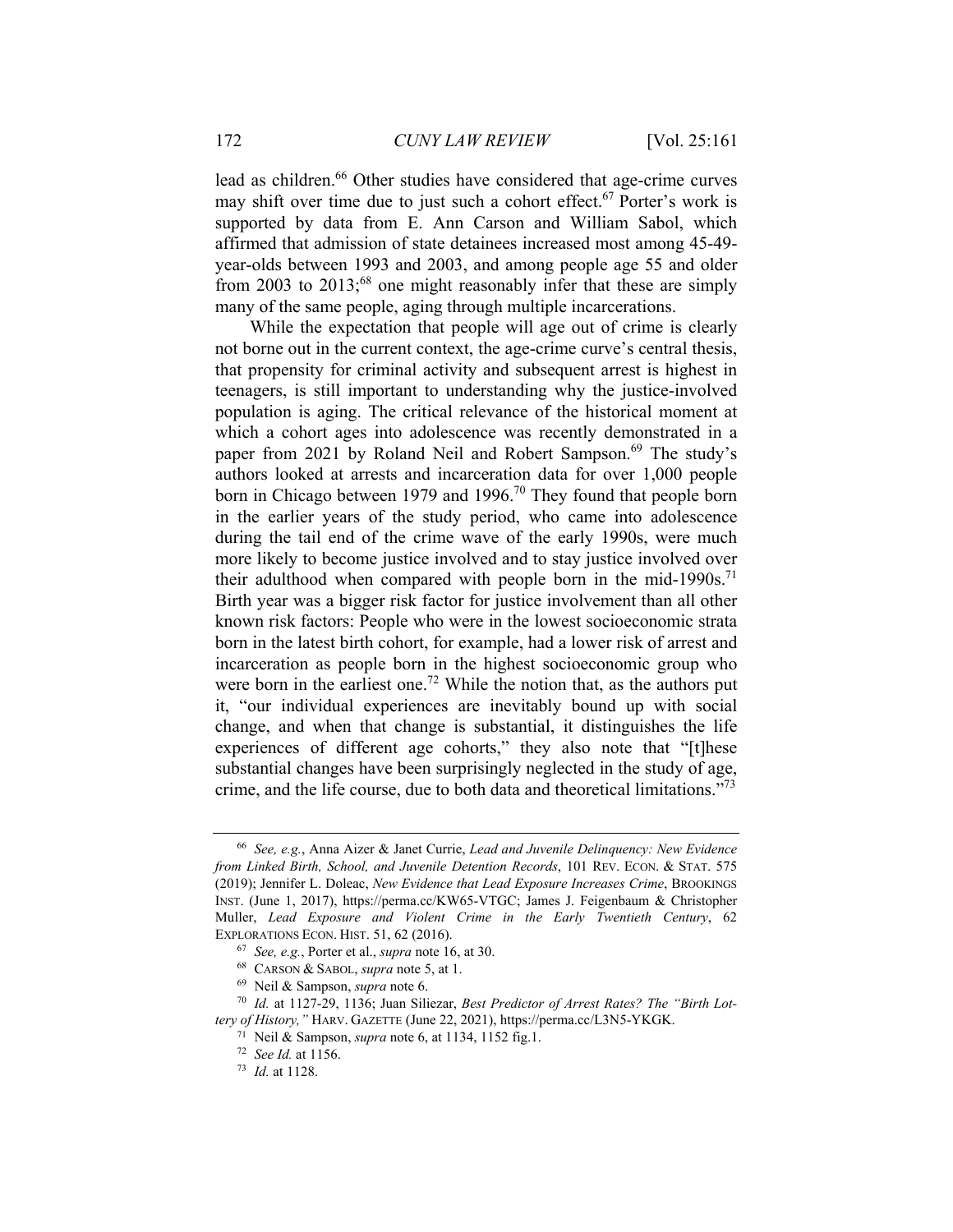lead as children.[66] Other studies have considered that age-crime curves may shift over time due to just such a cohort effect.[67] Porter's work is supported by data from E. Ann Carson and William Sabol, which affirmed that admission of state detainees increased most among 45-49-year-olds between 1993 and 2003, and among people age 55 and older from 2003 to 2013;[68] one might reasonably infer that these are simply many of the same people, aging through multiple incarcerations.

While the expectation that people will age out of crime is clearly not borne out in the current context, the age-crime curve's central thesis, that propensity for criminal activity and subsequent arrest is highest in teenagers, is still important to understanding why the justice-involved population is aging. The critical relevance of the historical moment at which a cohort ages into adolescence was recently demonstrated in a paper from 2021 by Roland Neil and Robert Sampson.[69] The study's authors looked at arrests and incarceration data for over 1,000 people born in Chicago between 1979 and 1996.[70] They found that people born in the earlier years of the study period, who came into adolescence during the tail end of the crime wave of the early 1990s, were much more likely to become justice involved and to stay justice involved over their adulthood when compared with people born in the mid-1990s.[71] Birth year was a bigger risk factor for justice involvement than all other known risk factors: People who were in the lowest socioeconomic strata born in the latest birth cohort, for example, had a lower risk of arrest and incarceration as people born in the highest socioeconomic group who were born in the earliest one.[72] While the notion that, as the authors put it, "our individual experiences are inevitably bound up with social change, and when that change is substantial, it distinguishes the life experiences of different age cohorts," they also note that "[t]hese substantial changes have been surprisingly neglected in the study of age, crime, and the life course, due to both data and theoretical limitations."[73]

---

[66] *See, e.g.*, Anna Aizer & Janet Currie, *Lead and Juvenile Delinquency: New Evidence from Linked Birth, School, and Juvenile Detention Records*, 101 REV. ECON. & STAT. 575 (2019); Jennifer L. Doleac, *New Evidence that Lead Exposure Increases Crime*, BROOKINGS INST. (June 1, 2017), https://perma.cc/KW65-VTGC; James J. Feigenbaum & Christopher Muller, *Lead Exposure and Violent Crime in the Early Twentieth Century*, 62 EXPLORATIONS ECON. HIST. 51, 62 (2016).

[67] *See, e.g.*, Porter et al., *supra* note 16, at 30.

[68] CARSON & SABOL, *supra* note 5, at 1.

[69] Neil & Sampson, *supra* note 6.

[70] *Id.* at 1127-29, 1136; Juan Siliezar, *Best Predictor of Arrest Rates? The "Birth Lottery of History,"* HARV. GAZETTE (June 22, 2021), https://perma.cc/L3N5-YKGK.

[71] Neil & Sampson, *supra* note 6, at 1134, 1152 fig.1.

[72] *See Id.* at 1156.

[73] *Id.* at 1128.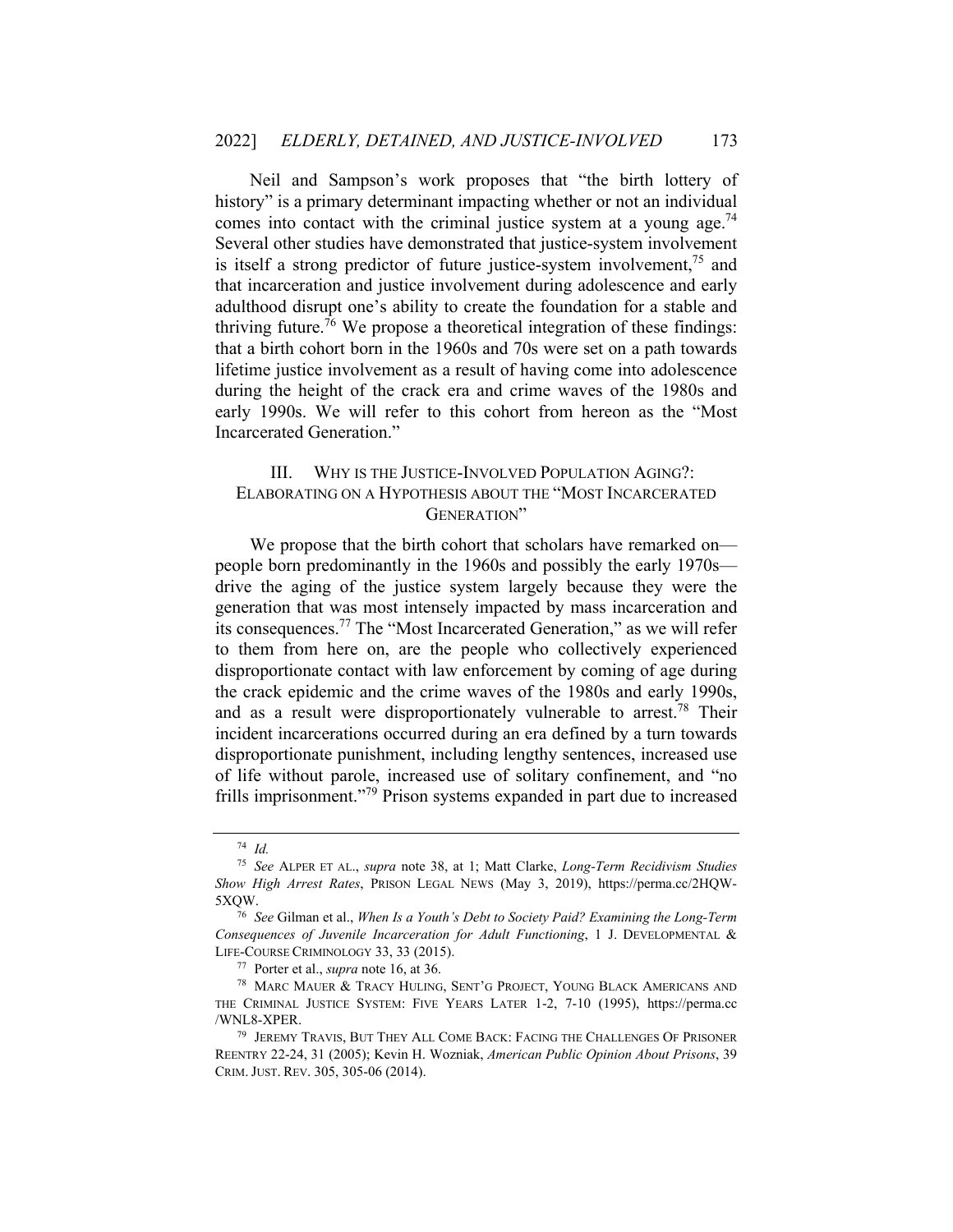Neil and Sampson's work proposes that "the birth lottery of history" is a primary determinant impacting whether or not an individual comes into contact with the criminal justice system at a young age.[74] Several other studies have demonstrated that justice-system involvement is itself a strong predictor of future justice-system involvement,[75] and that incarceration and justice involvement during adolescence and early adulthood disrupt one's ability to create the foundation for a stable and thriving future.[76] We propose a theoretical integration of these findings: that a birth cohort born in the 1960s and 70s were set on a path towards lifetime justice involvement as a result of having come into adolescence during the height of the crack era and crime waves of the 1980s and early 1990s. We will refer to this cohort from hereon as the "Most Incarcerated Generation."

## III. WHY IS THE JUSTICE-INVOLVED POPULATION AGING?: ELABORATING ON A HYPOTHESIS ABOUT THE "MOST INCARCERATED GENERATION"

We propose that the birth cohort that scholars have remarked on—people born predominantly in the 1960s and possibly the early 1970s—drive the aging of the justice system largely because they were the generation that was most intensely impacted by mass incarceration and its consequences.[77] The "Most Incarcerated Generation," as we will refer to them from here on, are the people who collectively experienced disproportionate contact with law enforcement by coming of age during the crack epidemic and the crime waves of the 1980s and early 1990s, and as a result were disproportionately vulnerable to arrest.[78] Their incident incarcerations occurred during an era defined by a turn towards disproportionate punishment, including lengthy sentences, increased use of life without parole, increased use of solitary confinement, and "no frills imprisonment."[79] Prison systems expanded in part due to increased

---

[74] *Id.*

[75] *See* ALPER ET AL., *supra* note 38, at 1; Matt Clarke, *Long-Term Recidivism Studies Show High Arrest Rates*, PRISON LEGAL NEWS (May 3, 2019), https://perma.cc/2HQW-5XQW.

[76] *See* Gilman et al., *When Is a Youth's Debt to Society Paid? Examining the Long-Term Consequences of Juvenile Incarceration for Adult Functioning*, 1 J. DEVELOPMENTAL & LIFE-COURSE CRIMINOLOGY 33, 33 (2015).

[77] Porter et al., *supra* note 16, at 36.

[78] MARC MAUER & TRACY HULING, SENT'G PROJECT, YOUNG BLACK AMERICANS AND THE CRIMINAL JUSTICE SYSTEM: FIVE YEARS LATER 1-2, 7-10 (1995), https://perma.cc/WNL8-XPER.

[79] JEREMY TRAVIS, BUT THEY ALL COME BACK: FACING THE CHALLENGES OF PRISONER REENTRY 22-24, 31 (2005); Kevin H. Wozniak, *American Public Opinion About Prisons*, 39 CRIM. JUST. REV. 305, 305-06 (2014).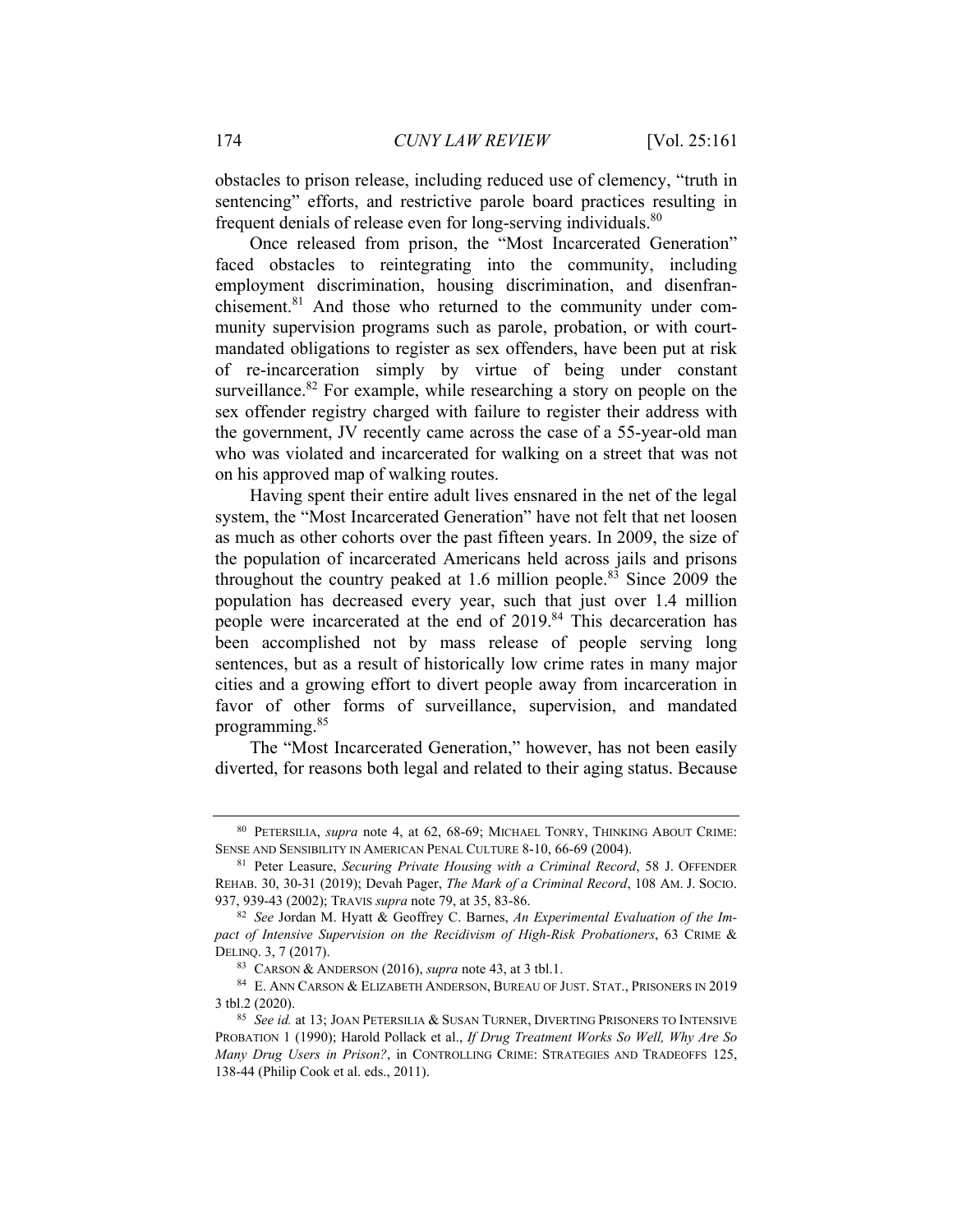obstacles to prison release, including reduced use of clemency, "truth in sentencing" efforts, and restrictive parole board practices resulting in frequent denials of release even for long-serving individuals.[80]

Once released from prison, the "Most Incarcerated Generation" faced obstacles to reintegrating into the community, including employment discrimination, housing discrimination, and disenfranchisement.[81] And those who returned to the community under community supervision programs such as parole, probation, or with court-mandated obligations to register as sex offenders, have been put at risk of re-incarceration simply by virtue of being under constant surveillance.[82] For example, while researching a story on people on the sex offender registry charged with failure to register their address with the government, JV recently came across the case of a 55-year-old man who was violated and incarcerated for walking on a street that was not on his approved map of walking routes.

Having spent their entire adult lives ensnared in the net of the legal system, the "Most Incarcerated Generation" have not felt that net loosen as much as other cohorts over the past fifteen years. In 2009, the size of the population of incarcerated Americans held across jails and prisons throughout the country peaked at 1.6 million people.[83] Since 2009 the population has decreased every year, such that just over 1.4 million people were incarcerated at the end of 2019.[84] This decarceration has been accomplished not by mass release of people serving long sentences, but as a result of historically low crime rates in many major cities and a growing effort to divert people away from incarceration in favor of other forms of surveillance, supervision, and mandated programming.[85]

The "Most Incarcerated Generation," however, has not been easily diverted, for reasons both legal and related to their aging status. Because

---

[80] PETERSILIA, *supra* note 4, at 62, 68-69; MICHAEL TONRY, THINKING ABOUT CRIME: SENSE AND SENSIBILITY IN AMERICAN PENAL CULTURE 8-10, 66-69 (2004).

[81] Peter Leasure, *Securing Private Housing with a Criminal Record*, 58 J. OFFENDER REHAB. 30, 30-31 (2019); Devah Pager, *The Mark of a Criminal Record*, 108 AM. J. SOCIO. 937, 939-43 (2002); TRAVIS *supra* note 79, at 35, 83-86.

[82] *See* Jordan M. Hyatt & Geoffrey C. Barnes, *An Experimental Evaluation of the Impact of Intensive Supervision on the Recidivism of High-Risk Probationers*, 63 CRIME & DELINQ. 3, 7 (2017).

[83] CARSON & ANDERSON (2016), *supra* note 43, at 3 tbl.1.

[84] E. ANN CARSON & ELIZABETH ANDERSON, BUREAU OF JUST. STAT., PRISONERS IN 2019 3 tbl.2 (2020).

[85] *See id.* at 13; JOAN PETERSILIA & SUSAN TURNER, DIVERTING PRISONERS TO INTENSIVE PROBATION 1 (1990); Harold Pollack et al., *If Drug Treatment Works So Well, Why Are So Many Drug Users in Prison?*, in CONTROLLING CRIME: STRATEGIES AND TRADEOFFS 125, 138-44 (Philip Cook et al. eds., 2011).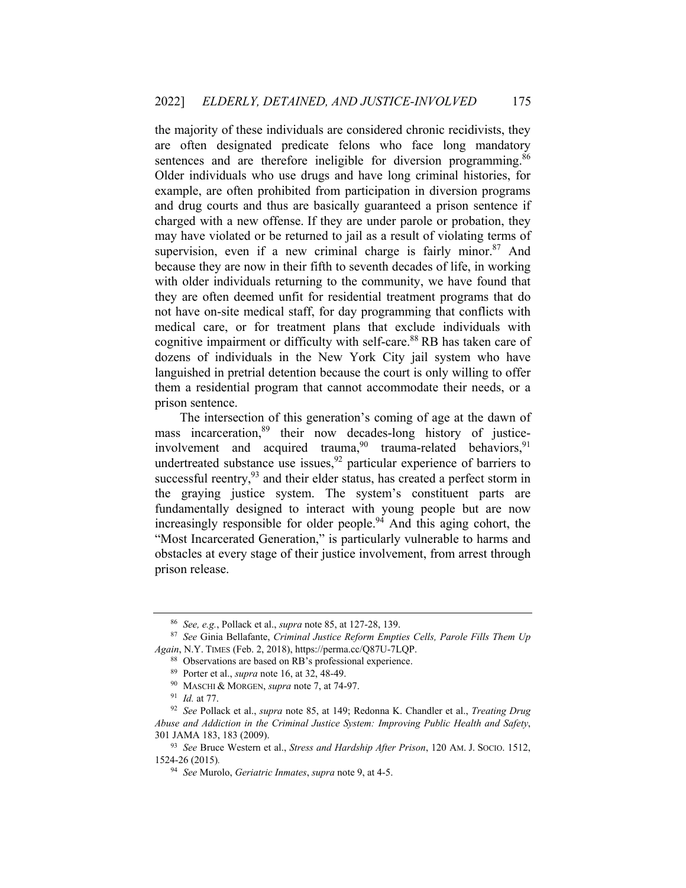the majority of these individuals are considered chronic recidivists, they are often designated predicate felons who face long mandatory sentences and are therefore ineligible for diversion programming.[86] Older individuals who use drugs and have long criminal histories, for example, are often prohibited from participation in diversion programs and drug courts and thus are basically guaranteed a prison sentence if charged with a new offense. If they are under parole or probation, they may have violated or be returned to jail as a result of violating terms of supervision, even if a new criminal charge is fairly minor.[87] And because they are now in their fifth to seventh decades of life, in working with older individuals returning to the community, we have found that they are often deemed unfit for residential treatment programs that do not have on-site medical staff, for day programming that conflicts with medical care, or for treatment plans that exclude individuals with cognitive impairment or difficulty with self-care.[88] RB has taken care of dozens of individuals in the New York City jail system who have languished in pretrial detention because the court is only willing to offer them a residential program that cannot accommodate their needs, or a prison sentence.

The intersection of this generation's coming of age at the dawn of mass incarceration,[89] their now decades-long history of justice-involvement and acquired trauma,[90] trauma-related behaviors,[91] undertreated substance use issues,[92] particular experience of barriers to successful reentry,[93] and their elder status, has created a perfect storm in the graying justice system. The system's constituent parts are fundamentally designed to interact with young people but are now increasingly responsible for older people.[94] And this aging cohort, the "Most Incarcerated Generation," is particularly vulnerable to harms and obstacles at every stage of their justice involvement, from arrest through prison release.

---

[86] *See, e.g.*, Pollack et al., *supra* note 85, at 127-28, 139.

[87] *See* Ginia Bellafante, *Criminal Justice Reform Empties Cells, Parole Fills Them Up Again*, N.Y. TIMES (Feb. 2, 2018), https://perma.cc/Q87U-7LQP.

[88] Observations are based on RB's professional experience.

[89] Porter et al., *supra* note 16, at 32, 48-49.

[90] MASCHI & MORGEN, *supra* note 7, at 74-97.

[91] *Id.* at 77.

[92] *See* Pollack et al., *supra* note 85, at 149; Redonna K. Chandler et al., *Treating Drug Abuse and Addiction in the Criminal Justice System: Improving Public Health and Safety*, 301 JAMA 183, 183 (2009).

[93] *See* Bruce Western et al., *Stress and Hardship After Prison*, 120 AM. J. SOCIO. 1512, 1524-26 (2015).

[94] *See* Murolo, *Geriatric Inmates*, *supra* note 9, at 4-5.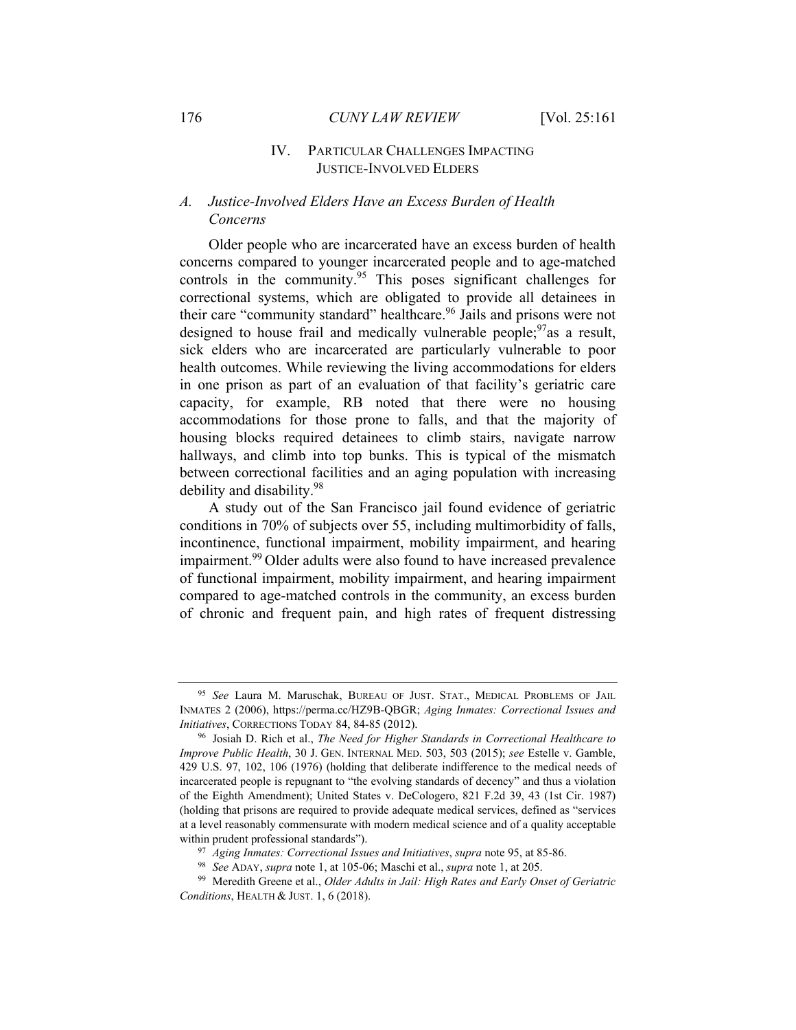## IV. Particular Challenges Impacting Justice-Involved Elders

### *A. Justice-Involved Elders Have an Excess Burden of Health Concerns*

Older people who are incarcerated have an excess burden of health concerns compared to younger incarcerated people and to age-matched controls in the community.[95] This poses significant challenges for correctional systems, which are obligated to provide all detainees in their care "community standard" healthcare.[96] Jails and prisons were not designed to house frail and medically vulnerable people;[97] as a result, sick elders who are incarcerated are particularly vulnerable to poor health outcomes. While reviewing the living accommodations for elders in one prison as part of an evaluation of that facility's geriatric care capacity, for example, RB noted that there were no housing accommodations for those prone to falls, and that the majority of housing blocks required detainees to climb stairs, navigate narrow hallways, and climb into top bunks. This is typical of the mismatch between correctional facilities and an aging population with increasing debility and disability.[98]

A study out of the San Francisco jail found evidence of geriatric conditions in 70% of subjects over 55, including multimorbidity of falls, incontinence, functional impairment, mobility impairment, and hearing impairment.[99] Older adults were also found to have increased prevalence of functional impairment, mobility impairment, and hearing impairment compared to age-matched controls in the community, an excess burden of chronic and frequent pain, and high rates of frequent distressing

---

[95] *See* Laura M. Maruschak, Bureau of Just. Stat., Medical Problems of Jail Inmates 2 (2006), https://perma.cc/HZ9B-QBGR; *Aging Inmates: Correctional Issues and Initiatives*, Corrections Today 84, 84-85 (2012).

[96] Josiah D. Rich et al., *The Need for Higher Standards in Correctional Healthcare to Improve Public Health*, 30 J. Gen. Internal Med. 503, 503 (2015); *see* Estelle v. Gamble, 429 U.S. 97, 102, 106 (1976) (holding that deliberate indifference to the medical needs of incarcerated people is repugnant to "the evolving standards of decency" and thus a violation of the Eighth Amendment); United States v. DeCologero, 821 F.2d 39, 43 (1st Cir. 1987) (holding that prisons are required to provide adequate medical services, defined as "services at a level reasonably commensurate with modern medical science and of a quality acceptable within prudent professional standards").

[97] *Aging Inmates: Correctional Issues and Initiatives*, *supra* note 95, at 85-86.

[98] *See* Aday, *supra* note 1, at 105-06; Maschi et al., *supra* note 1, at 205.

[99] Meredith Greene et al., *Older Adults in Jail: High Rates and Early Onset of Geriatric Conditions*, Health & Just. 1, 6 (2018).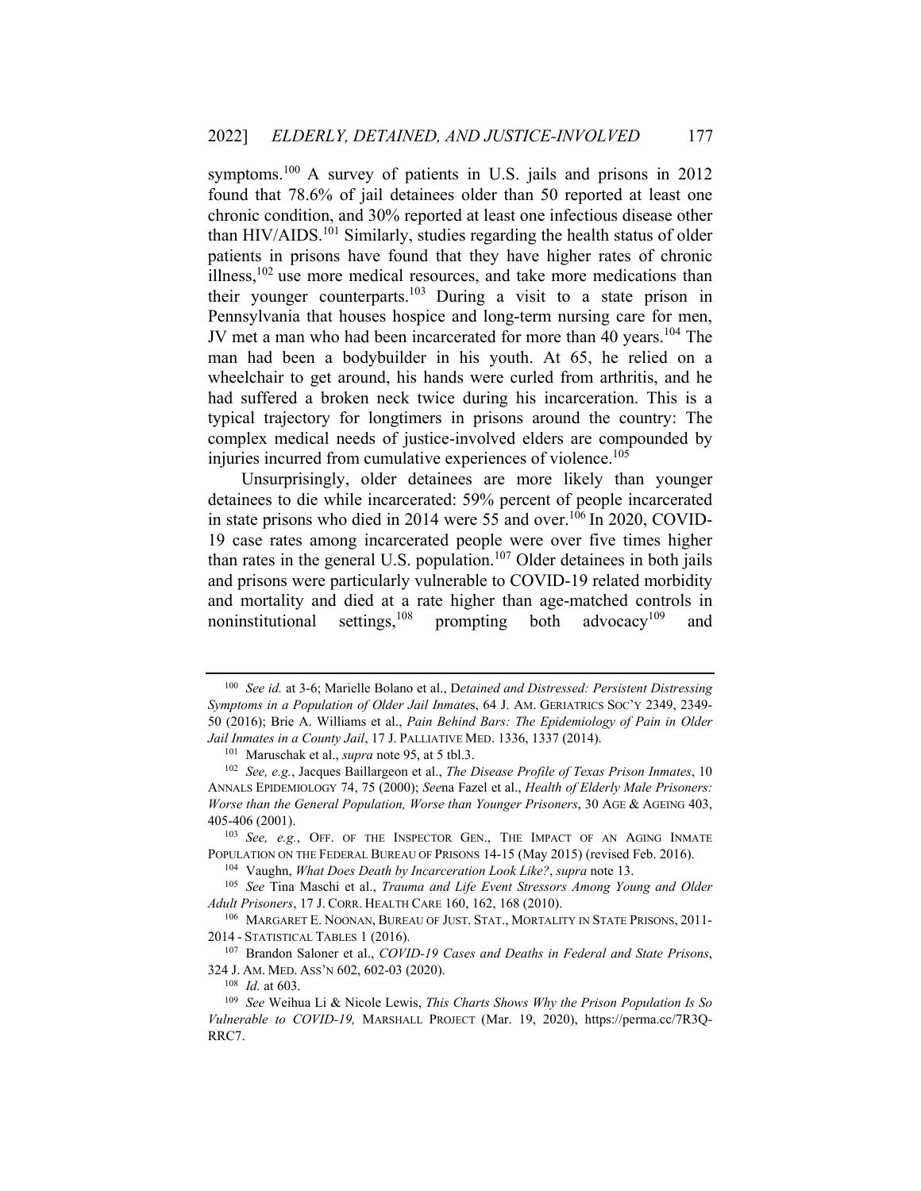symptoms.[100] A survey of patients in U.S. jails and prisons in 2012 found that 78.6% of jail detainees older than 50 reported at least one chronic condition, and 30% reported at least one infectious disease other than HIV/AIDS.[101] Similarly, studies regarding the health status of older patients in prisons have found that they have higher rates of chronic illness,[102] use more medical resources, and take more medications than their younger counterparts.[103] During a visit to a state prison in Pennsylvania that houses hospice and long-term nursing care for men, JV met a man who had been incarcerated for more than 40 years.[104] The man had been a bodybuilder in his youth. At 65, he relied on a wheelchair to get around, his hands were curled from arthritis, and he had suffered a broken neck twice during his incarceration. This is a typical trajectory for longtimers in prisons around the country: The complex medical needs of justice-involved elders are compounded by injuries incurred from cumulative experiences of violence.[105]

Unsurprisingly, older detainees are more likely than younger detainees to die while incarcerated: 59% percent of people incarcerated in state prisons who died in 2014 were 55 and over.[106] In 2020, COVID-19 case rates among incarcerated people were over five times higher than rates in the general U.S. population.[107] Older detainees in both jails and prisons were particularly vulnerable to COVID-19 related morbidity and mortality and died at a rate higher than age-matched controls in noninstitutional settings,[108] prompting both advocacy[109] and

---

[100] *See id.* at 3-6; Marielle Bolano et al., *Detained and Distressed: Persistent Distressing Symptoms in a Population of Older Jail Inmates*, 64 J. AM. GERIATRICS SOC'Y 2349, 2349-50 (2016); Brie A. Williams et al., *Pain Behind Bars: The Epidemiology of Pain in Older Jail Inmates in a County Jail*, 17 J. PALLIATIVE MED. 1336, 1337 (2014).

[101] Maruschak et al., *supra* note 95, at 5 tbl.3.

[102] *See, e.g.*, Jacques Baillargeon et al., *The Disease Profile of Texas Prison Inmates*, 10 ANNALS EPIDEMIOLOGY 74, 75 (2000); *See*na Fazel et al., *Health of Elderly Male Prisoners: Worse than the General Population, Worse than Younger Prisoners*, 30 AGE & AGEING 403, 405-406 (2001).

[103] *See, e.g.*, OFF. OF THE INSPECTOR GEN., THE IMPACT OF AN AGING INMATE POPULATION ON THE FEDERAL BUREAU OF PRISONS 14-15 (May 2015) (revised Feb. 2016).

[104] Vaughn, *What Does Death by Incarceration Look Like?*, *supra* note 13.

[105] *See* Tina Maschi et al., *Trauma and Life Event Stressors Among Young and Older Adult Prisoners*, 17 J. CORR. HEALTH CARE 160, 162, 168 (2010).

[106] MARGARET E. NOONAN, BUREAU OF JUST. STAT., MORTALITY IN STATE PRISONS, 2011-2014 - STATISTICAL TABLES 1 (2016).

[107] Brandon Saloner et al., *COVID-19 Cases and Deaths in Federal and State Prisons*, 324 J. AM. MED. ASS'N 602, 602-03 (2020).

[108] *Id.* at 603.

[109] *See* Weihua Li & Nicole Lewis, *This Charts Shows Why the Prison Population Is So Vulnerable to COVID-19,* MARSHALL PROJECT (Mar. 19, 2020), https://perma.cc/7R3Q-RRC7.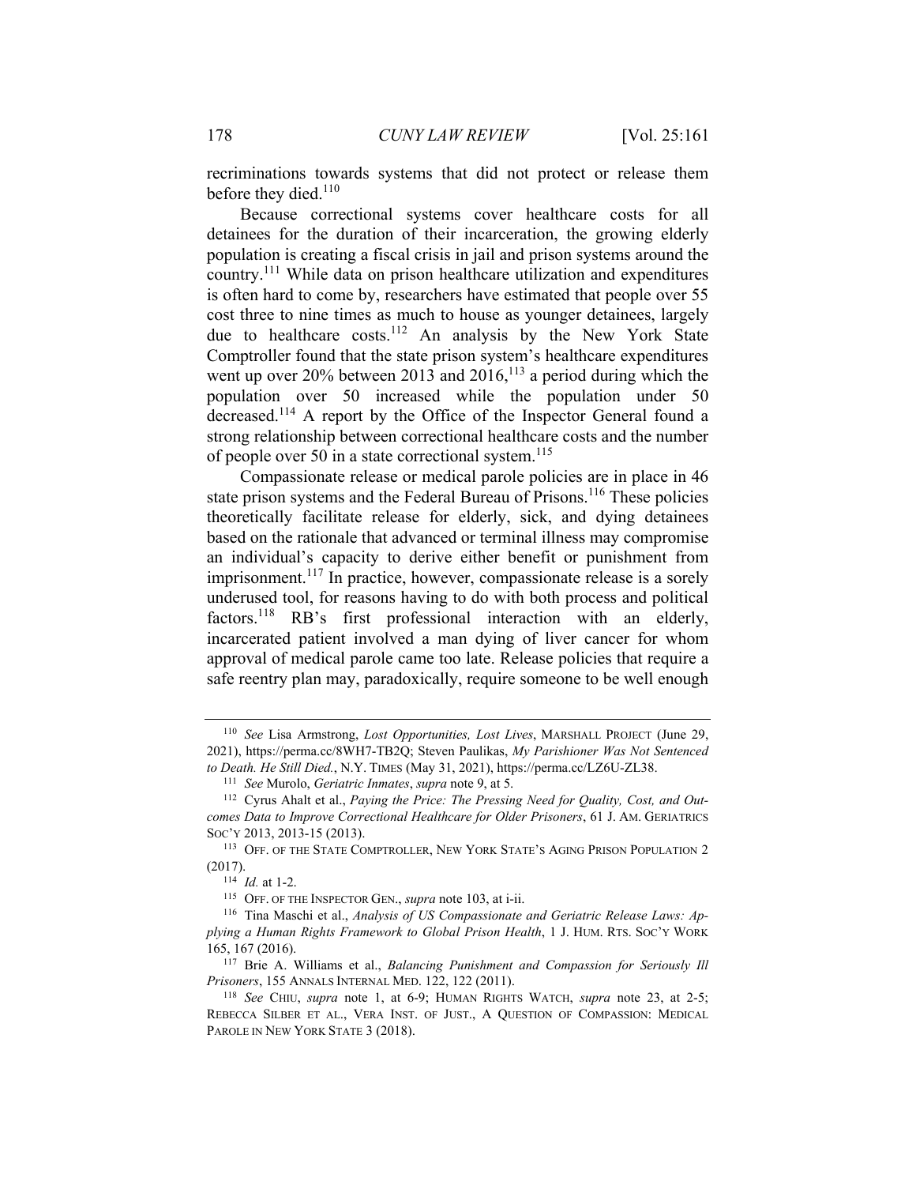recriminations towards systems that did not protect or release them before they died.[110]

Because correctional systems cover healthcare costs for all detainees for the duration of their incarceration, the growing elderly population is creating a fiscal crisis in jail and prison systems around the country.[111] While data on prison healthcare utilization and expenditures is often hard to come by, researchers have estimated that people over 55 cost three to nine times as much to house as younger detainees, largely due to healthcare costs.[112] An analysis by the New York State Comptroller found that the state prison system's healthcare expenditures went up over 20% between 2013 and 2016,[113] a period during which the population over 50 increased while the population under 50 decreased.[114] A report by the Office of the Inspector General found a strong relationship between correctional healthcare costs and the number of people over 50 in a state correctional system.[115]

Compassionate release or medical parole policies are in place in 46 state prison systems and the Federal Bureau of Prisons.[116] These policies theoretically facilitate release for elderly, sick, and dying detainees based on the rationale that advanced or terminal illness may compromise an individual's capacity to derive either benefit or punishment from imprisonment.[117] In practice, however, compassionate release is a sorely underused tool, for reasons having to do with both process and political factors.[118] RB's first professional interaction with an elderly, incarcerated patient involved a man dying of liver cancer for whom approval of medical parole came too late. Release policies that require a safe reentry plan may, paradoxically, require someone to be well enough

---

[110] *See* Lisa Armstrong, *Lost Opportunities, Lost Lives*, MARSHALL PROJECT (June 29, 2021), https://perma.cc/8WH7-TB2Q; Steven Paulikas, *My Parishioner Was Not Sentenced to Death. He Still Died.*, N.Y. TIMES (May 31, 2021), https://perma.cc/LZ6U-ZL38.

[111] *See* Murolo, *Geriatric Inmates*, *supra* note 9, at 5.

[112] Cyrus Ahalt et al., *Paying the Price: The Pressing Need for Quality, Cost, and Outcomes Data to Improve Correctional Healthcare for Older Prisoners*, 61 J. AM. GERIATRICS SOC'Y 2013, 2013-15 (2013).

[113] OFF. OF THE STATE COMPTROLLER, NEW YORK STATE'S AGING PRISON POPULATION 2 (2017).

[114] *Id.* at 1-2.

[115] OFF. OF THE INSPECTOR GEN., *supra* note 103, at i-ii.

[116] Tina Maschi et al., *Analysis of US Compassionate and Geriatric Release Laws: Applying a Human Rights Framework to Global Prison Health*, 1 J. HUM. RTS. SOC'Y WORK 165, 167 (2016).

[117] Brie A. Williams et al., *Balancing Punishment and Compassion for Seriously Ill Prisoners*, 155 ANNALS INTERNAL MED. 122, 122 (2011).

[118] *See* CHIU, *supra* note 1, at 6-9; HUMAN RIGHTS WATCH, *supra* note 23, at 2-5; REBECCA SILBER ET AL., VERA INST. OF JUST., A QUESTION OF COMPASSION: MEDICAL PAROLE IN NEW YORK STATE 3 (2018).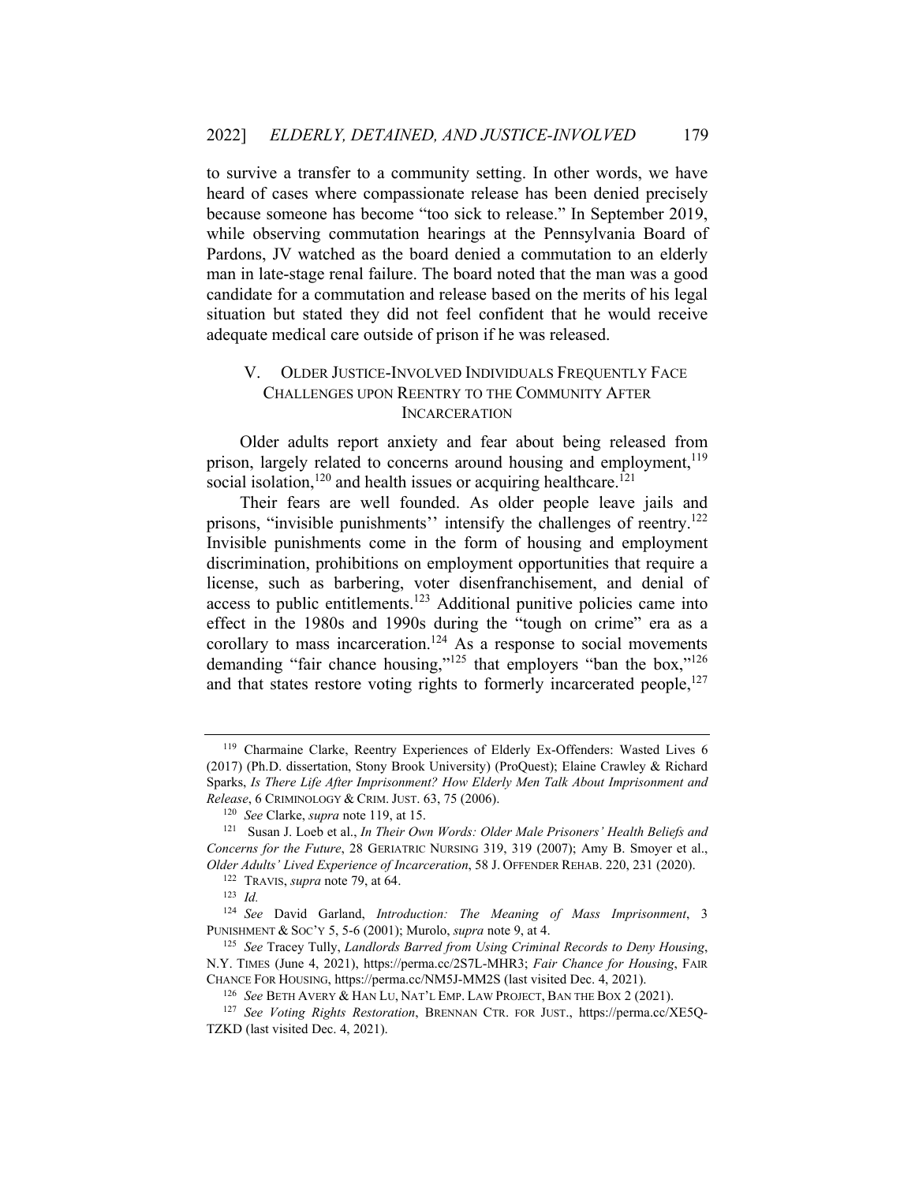to survive a transfer to a community setting. In other words, we have heard of cases where compassionate release has been denied precisely because someone has become "too sick to release." In September 2019, while observing commutation hearings at the Pennsylvania Board of Pardons, JV watched as the board denied a commutation to an elderly man in late-stage renal failure. The board noted that the man was a good candidate for a commutation and release based on the merits of his legal situation but stated they did not feel confident that he would receive adequate medical care outside of prison if he was released.

## V. OLDER JUSTICE-INVOLVED INDIVIDUALS FREQUENTLY FACE CHALLENGES UPON REENTRY TO THE COMMUNITY AFTER INCARCERATION

Older adults report anxiety and fear about being released from prison, largely related to concerns around housing and employment,[119] social isolation,[120] and health issues or acquiring healthcare.[121]

Their fears are well founded. As older people leave jails and prisons, "invisible punishments'' intensify the challenges of reentry.[122] Invisible punishments come in the form of housing and employment discrimination, prohibitions on employment opportunities that require a license, such as barbering, voter disenfranchisement, and denial of access to public entitlements.[123] Additional punitive policies came into effect in the 1980s and 1990s during the "tough on crime" era as a corollary to mass incarceration.[124] As a response to social movements demanding "fair chance housing,"[125] that employers "ban the box,"[126] and that states restore voting rights to formerly incarcerated people,[127]

---

[119] Charmaine Clarke, Reentry Experiences of Elderly Ex-Offenders: Wasted Lives 6 (2017) (Ph.D. dissertation, Stony Brook University) (ProQuest); Elaine Crawley & Richard Sparks, *Is There Life After Imprisonment? How Elderly Men Talk About Imprisonment and Release*, 6 CRIMINOLOGY & CRIM. JUST. 63, 75 (2006).

[120] *See* Clarke, *supra* note 119, at 15.

[121] Susan J. Loeb et al., *In Their Own Words: Older Male Prisoners' Health Beliefs and Concerns for the Future*, 28 GERIATRIC NURSING 319, 319 (2007); Amy B. Smoyer et al., *Older Adults' Lived Experience of Incarceration*, 58 J. OFFENDER REHAB. 220, 231 (2020).

[122] TRAVIS, *supra* note 79, at 64.

[123] *Id.*

[124] *See* David Garland, *Introduction: The Meaning of Mass Imprisonment*, 3 PUNISHMENT & SOC'Y 5, 5-6 (2001); Murolo, *supra* note 9, at 4.

[125] *See* Tracey Tully, *Landlords Barred from Using Criminal Records to Deny Housing*, N.Y. TIMES (June 4, 2021), https://perma.cc/2S7L-MHR3; *Fair Chance for Housing*, FAIR CHANCE FOR HOUSING, https://perma.cc/NM5J-MM2S (last visited Dec. 4, 2021).

[126] *See* BETH AVERY & HAN LU, NAT'L EMP. LAW PROJECT, BAN THE BOX 2 (2021).

[127] *See Voting Rights Restoration*, BRENNAN CTR. FOR JUST., https://perma.cc/XE5Q-TZKD (last visited Dec. 4, 2021).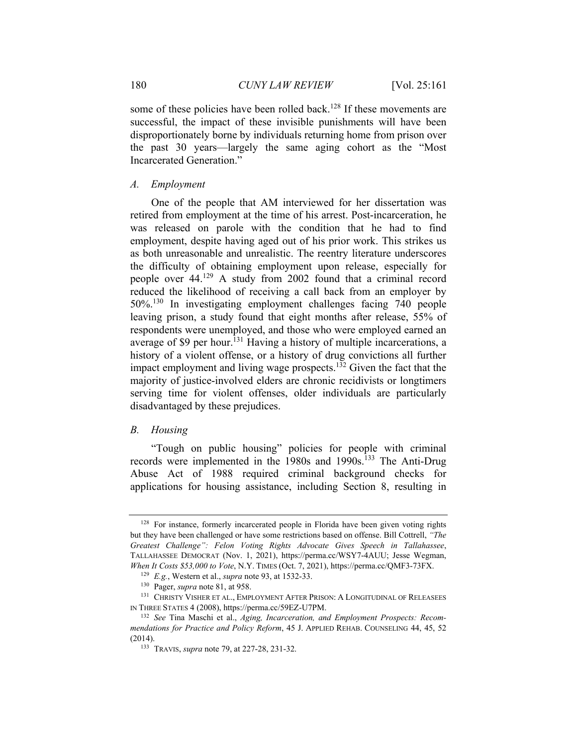some of these policies have been rolled back.[128] If these movements are successful, the impact of these invisible punishments will have been disproportionately borne by individuals returning home from prison over the past 30 years—largely the same aging cohort as the "Most Incarcerated Generation."

### *A. Employment*

One of the people that AM interviewed for her dissertation was retired from employment at the time of his arrest. Post-incarceration, he was released on parole with the condition that he had to find employment, despite having aged out of his prior work. This strikes us as both unreasonable and unrealistic. The reentry literature underscores the difficulty of obtaining employment upon release, especially for people over 44.[129] A study from 2002 found that a criminal record reduced the likelihood of receiving a call back from an employer by 50%.[130] In investigating employment challenges facing 740 people leaving prison, a study found that eight months after release, 55% of respondents were unemployed, and those who were employed earned an average of $9 per hour.[131] Having a history of multiple incarcerations, a history of a violent offense, or a history of drug convictions all further impact employment and living wage prospects.[132] Given the fact that the majority of justice-involved elders are chronic recidivists or longtimers serving time for violent offenses, older individuals are particularly disadvantaged by these prejudices.

### *B. Housing*

"Tough on public housing" policies for people with criminal records were implemented in the 1980s and 1990s.[133] The Anti-Drug Abuse Act of 1988 required criminal background checks for applications for housing assistance, including Section 8, resulting in

---

[128] For instance, formerly incarcerated people in Florida have been given voting rights but they have been challenged or have some restrictions based on offense. Bill Cottrell, *"The Greatest Challenge": Felon Voting Rights Advocate Gives Speech in Tallahassee*, TALLAHASSEE DEMOCRAT (Nov. 1, 2021), https://perma.cc/WSY7-4AUU; Jesse Wegman, *When It Costs $53,000 to Vote*, N.Y. TIMES (Oct. 7, 2021), https://perma.cc/QMF3-73FX.

[129] *E.g.*, Western et al., *supra* note 93, at 1532-33.

[130] Pager, *supra* note 81, at 958.

[131] CHRISTY VISHER ET AL., EMPLOYMENT AFTER PRISON: A LONGITUDINAL OF RELEASEES IN THREE STATES 4 (2008), https://perma.cc/59EZ-U7PM.

[132] *See* Tina Maschi et al., *Aging, Incarceration, and Employment Prospects: Recommendations for Practice and Policy Reform*, 45 J. APPLIED REHAB. COUNSELING 44, 45, 52 (2014).

[133] TRAVIS, *supra* note 79, at 227-28, 231-32.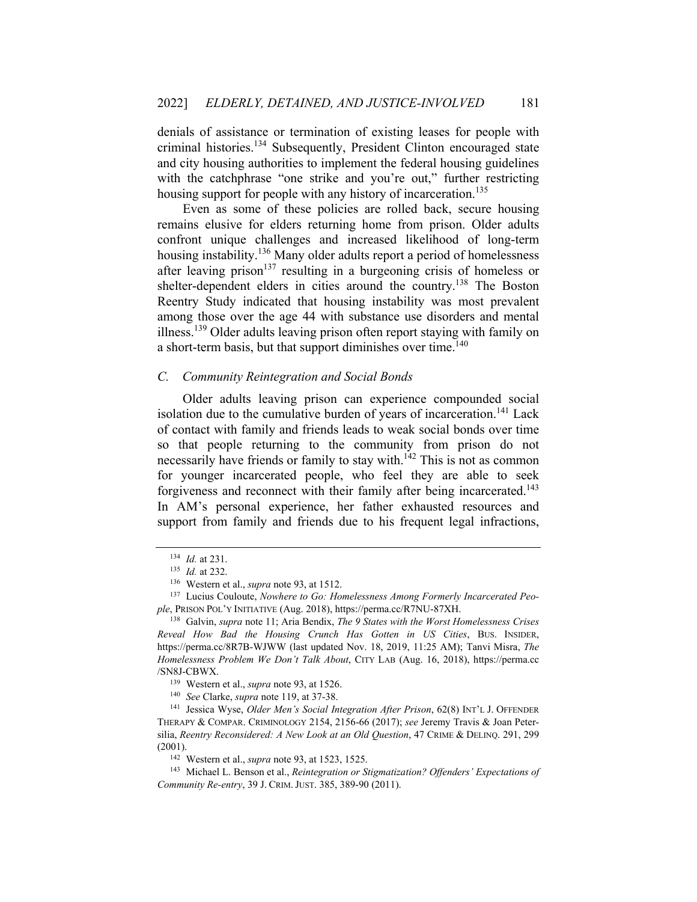denials of assistance or termination of existing leases for people with criminal histories.[134] Subsequently, President Clinton encouraged state and city housing authorities to implement the federal housing guidelines with the catchphrase "one strike and you're out," further restricting housing support for people with any history of incarceration.[135]

Even as some of these policies are rolled back, secure housing remains elusive for elders returning home from prison. Older adults confront unique challenges and increased likelihood of long-term housing instability.[136] Many older adults report a period of homelessness after leaving prison[137] resulting in a burgeoning crisis of homeless or shelter-dependent elders in cities around the country.[138] The Boston Reentry Study indicated that housing instability was most prevalent among those over the age 44 with substance use disorders and mental illness.[139] Older adults leaving prison often report staying with family on a short-term basis, but that support diminishes over time.[140]

### *C. Community Reintegration and Social Bonds*

Older adults leaving prison can experience compounded social isolation due to the cumulative burden of years of incarceration.[141] Lack of contact with family and friends leads to weak social bonds over time so that people returning to the community from prison do not necessarily have friends or family to stay with.[142] This is not as common for younger incarcerated people, who feel they are able to seek forgiveness and reconnect with their family after being incarcerated.[143] In AM's personal experience, her father exhausted resources and support from family and friends due to his frequent legal infractions,

---

[134] *Id.* at 231.

[135] *Id.* at 232.

[136] Western et al., *supra* note 93, at 1512.

[137] Lucius Couloute, *Nowhere to Go: Homelessness Among Formerly Incarcerated People*, PRISON POL'Y INITIATIVE (Aug. 2018), https://perma.cc/R7NU-87XH.

[138] Galvin, *supra* note 11; Aria Bendix, *The 9 States with the Worst Homelessness Crises Reveal How Bad the Housing Crunch Has Gotten in US Cities*, BUS. INSIDER, https://perma.cc/8R7B-WJWW (last updated Nov. 18, 2019, 11:25 AM); Tanvi Misra, *The Homelessness Problem We Don't Talk About*, CITY LAB (Aug. 16, 2018), https://perma.cc/SN8J-CBWX.

[139] Western et al., *supra* note 93, at 1526.

[140] *See* Clarke, *supra* note 119, at 37-38.

[141] Jessica Wyse, *Older Men's Social Integration After Prison*, 62(8) INT'L J. OFFENDER THERAPY & COMPAR. CRIMINOLOGY 2154, 2156-66 (2017); *see* Jeremy Travis & Joan Petersilia, *Reentry Reconsidered: A New Look at an Old Question*, 47 CRIME & DELINQ. 291, 299 (2001).

[142] Western et al., *supra* note 93, at 1523, 1525.

[143] Michael L. Benson et al., *Reintegration or Stigmatization? Offenders' Expectations of Community Re-entry*, 39 J. CRIM. JUST. 385, 389-90 (2011).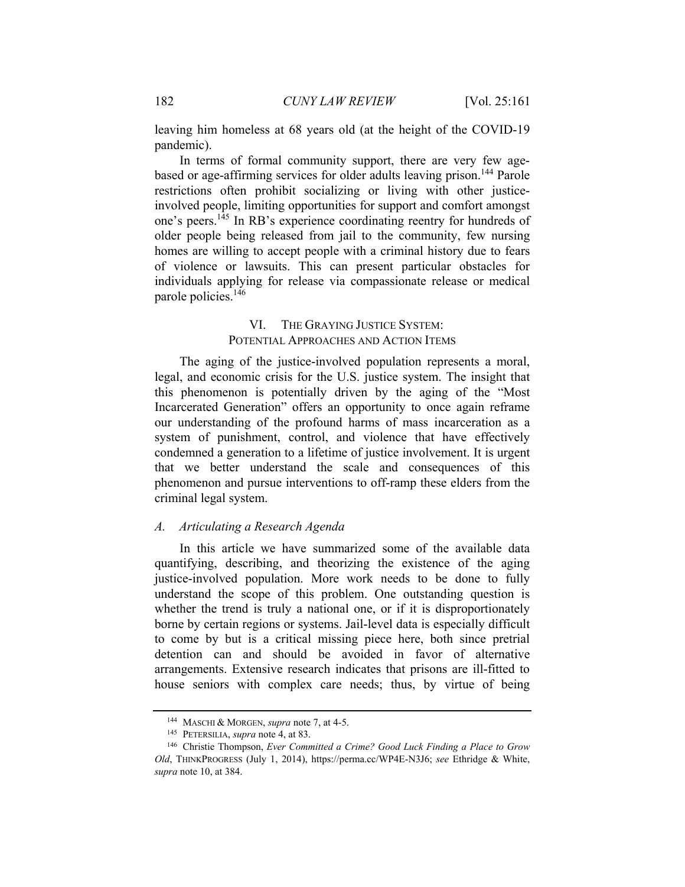leaving him homeless at 68 years old (at the height of the COVID-19 pandemic).

In terms of formal community support, there are very few age-based or age-affirming services for older adults leaving prison.[144] Parole restrictions often prohibit socializing or living with other justice-involved people, limiting opportunities for support and comfort amongst one's peers.[145] In RB's experience coordinating reentry for hundreds of older people being released from jail to the community, few nursing homes are willing to accept people with a criminal history due to fears of violence or lawsuits. This can present particular obstacles for individuals applying for release via compassionate release or medical parole policies.[146]

## VI. THE GRAYING JUSTICE SYSTEM: POTENTIAL APPROACHES AND ACTION ITEMS

The aging of the justice-involved population represents a moral, legal, and economic crisis for the U.S. justice system. The insight that this phenomenon is potentially driven by the aging of the "Most Incarcerated Generation" offers an opportunity to once again reframe our understanding of the profound harms of mass incarceration as a system of punishment, control, and violence that have effectively condemned a generation to a lifetime of justice involvement. It is urgent that we better understand the scale and consequences of this phenomenon and pursue interventions to off-ramp these elders from the criminal legal system.

### *A. Articulating a Research Agenda*

In this article we have summarized some of the available data quantifying, describing, and theorizing the existence of the aging justice-involved population. More work needs to be done to fully understand the scope of this problem. One outstanding question is whether the trend is truly a national one, or if it is disproportionately borne by certain regions or systems. Jail-level data is especially difficult to come by but is a critical missing piece here, both since pretrial detention can and should be avoided in favor of alternative arrangements. Extensive research indicates that prisons are ill-fitted to house seniors with complex care needs; thus, by virtue of being

---

144 MASCHI & MORGEN, *supra* note 7, at 4-5.

145 PETERSILIA, *supra* note 4, at 83.

146 Christie Thompson, *Ever Committed a Crime? Good Luck Finding a Place to Grow Old*, THINKPROGRESS (July 1, 2014), https://perma.cc/WP4E-N3J6; *see* Ethridge & White, *supra* note 10, at 384.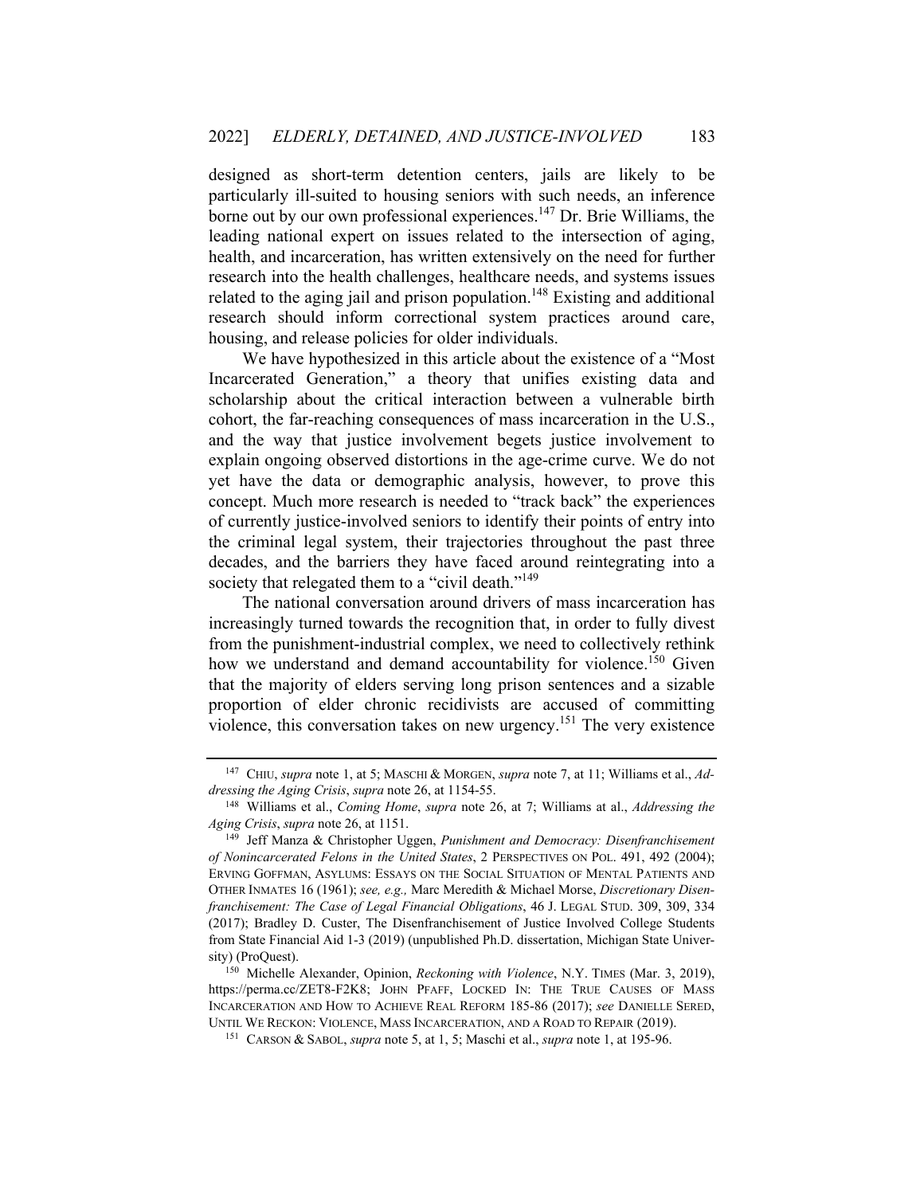designed as short-term detention centers, jails are likely to be particularly ill-suited to housing seniors with such needs, an inference borne out by our own professional experiences.[147] Dr. Brie Williams, the leading national expert on issues related to the intersection of aging, health, and incarceration, has written extensively on the need for further research into the health challenges, healthcare needs, and systems issues related to the aging jail and prison population.[148] Existing and additional research should inform correctional system practices around care, housing, and release policies for older individuals.

We have hypothesized in this article about the existence of a "Most Incarcerated Generation," a theory that unifies existing data and scholarship about the critical interaction between a vulnerable birth cohort, the far-reaching consequences of mass incarceration in the U.S., and the way that justice involvement begets justice involvement to explain ongoing observed distortions in the age-crime curve. We do not yet have the data or demographic analysis, however, to prove this concept. Much more research is needed to "track back" the experiences of currently justice-involved seniors to identify their points of entry into the criminal legal system, their trajectories throughout the past three decades, and the barriers they have faced around reintegrating into a society that relegated them to a "civil death."[149]

The national conversation around drivers of mass incarceration has increasingly turned towards the recognition that, in order to fully divest from the punishment-industrial complex, we need to collectively rethink how we understand and demand accountability for violence.[150] Given that the majority of elders serving long prison sentences and a sizable proportion of elder chronic recidivists are accused of committing violence, this conversation takes on new urgency.[151] The very existence

---

[147] CHIU, *supra* note 1, at 5; MASCHI & MORGEN, *supra* note 7, at 11; Williams et al., *Addressing the Aging Crisis*, *supra* note 26, at 1154-55.

[148] Williams et al., *Coming Home*, *supra* note 26, at 7; Williams at al., *Addressing the Aging Crisis*, *supra* note 26, at 1151.

[149] Jeff Manza & Christopher Uggen, *Punishment and Democracy: Disenfranchisement of Nonincarcerated Felons in the United States*, 2 PERSPECTIVES ON POL. 491, 492 (2004); ERVING GOFFMAN, ASYLUMS: ESSAYS ON THE SOCIAL SITUATION OF MENTAL PATIENTS AND OTHER INMATES 16 (1961); *see, e.g.,* Marc Meredith & Michael Morse, *Discretionary Disenfranchisement: The Case of Legal Financial Obligations*, 46 J. LEGAL STUD. 309, 309, 334 (2017); Bradley D. Custer, The Disenfranchisement of Justice Involved College Students from State Financial Aid 1-3 (2019) (unpublished Ph.D. dissertation, Michigan State University) (ProQuest).

[150] Michelle Alexander, Opinion, *Reckoning with Violence*, N.Y. TIMES (Mar. 3, 2019), https://perma.cc/ZET8-F2K8; JOHN PFAFF, LOCKED IN: THE TRUE CAUSES OF MASS INCARCERATION AND HOW TO ACHIEVE REAL REFORM 185-86 (2017); *see* DANIELLE SERED, UNTIL WE RECKON: VIOLENCE, MASS INCARCERATION, AND A ROAD TO REPAIR (2019).

[151] CARSON & SABOL, *supra* note 5, at 1, 5; Maschi et al., *supra* note 1, at 195-96.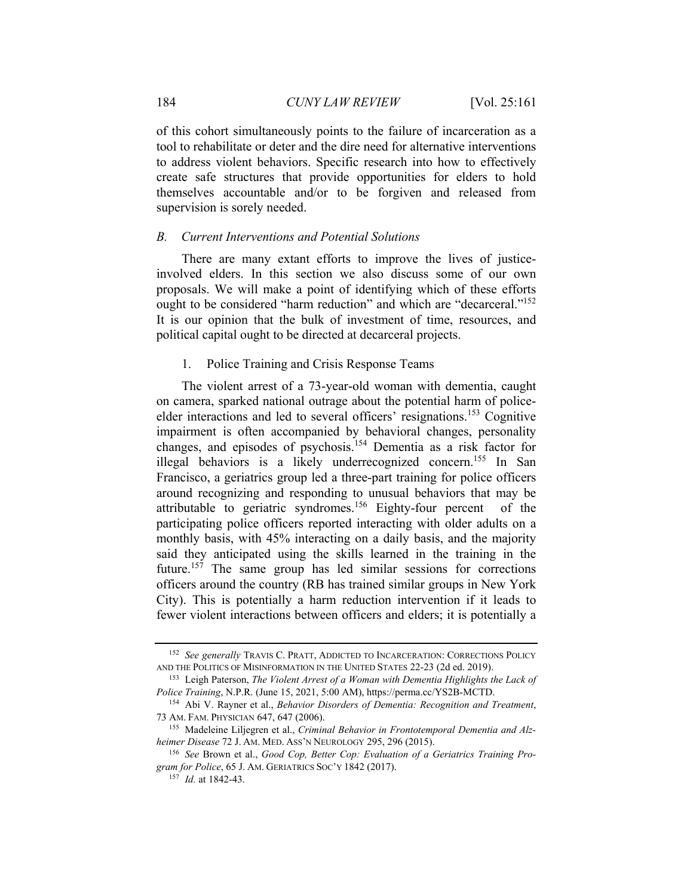of this cohort simultaneously points to the failure of incarceration as a tool to rehabilitate or deter and the dire need for alternative interventions to address violent behaviors. Specific research into how to effectively create safe structures that provide opportunities for elders to hold themselves accountable and/or to be forgiven and released from supervision is sorely needed.

### *B. Current Interventions and Potential Solutions*

There are many extant efforts to improve the lives of justice-involved elders. In this section we also discuss some of our own proposals. We will make a point of identifying which of these efforts ought to be considered "harm reduction" and which are "decarceral."[152] It is our opinion that the bulk of investment of time, resources, and political capital ought to be directed at decarceral projects.

#### 1. Police Training and Crisis Response Teams

The violent arrest of a 73-year-old woman with dementia, caught on camera, sparked national outrage about the potential harm of police-elder interactions and led to several officers' resignations.[153] Cognitive impairment is often accompanied by behavioral changes, personality changes, and episodes of psychosis.[154] Dementia as a risk factor for illegal behaviors is a likely underrecognized concern.[155] In San Francisco, a geriatrics group led a three-part training for police officers around recognizing and responding to unusual behaviors that may be attributable to geriatric syndromes.[156] Eighty-four percent of the participating police officers reported interacting with older adults on a monthly basis, with 45% interacting on a daily basis, and the majority said they anticipated using the skills learned in the training in the future.[157] The same group has led similar sessions for corrections officers around the country (RB has trained similar groups in New York City). This is potentially a harm reduction intervention if it leads to fewer violent interactions between officers and elders; it is potentially a

---

[152] *See generally* TRAVIS C. PRATT, ADDICTED TO INCARCERATION: CORRECTIONS POLICY AND THE POLITICS OF MISINFORMATION IN THE UNITED STATES 22-23 (2d ed. 2019).

[153] Leigh Paterson, *The Violent Arrest of a Woman with Dementia Highlights the Lack of Police Training*, N.P.R. (June 15, 2021, 5:00 AM), https://perma.cc/YS2B-MCTD.

[154] Abi V. Rayner et al., *Behavior Disorders of Dementia: Recognition and Treatment*, 73 AM. FAM. PHYSICIAN 647, 647 (2006).

[155] Madeleine Liljegren et al., *Criminal Behavior in Frontotemporal Dementia and Alzheimer Disease* 72 J. AM. MED. ASS'N NEUROLOGY 295, 296 (2015).

[156] *See* Brown et al., *Good Cop, Better Cop: Evaluation of a Geriatrics Training Program for Police*, 65 J. AM. GERIATRICS SOC'Y 1842 (2017).

[157] *Id.* at 1842-43.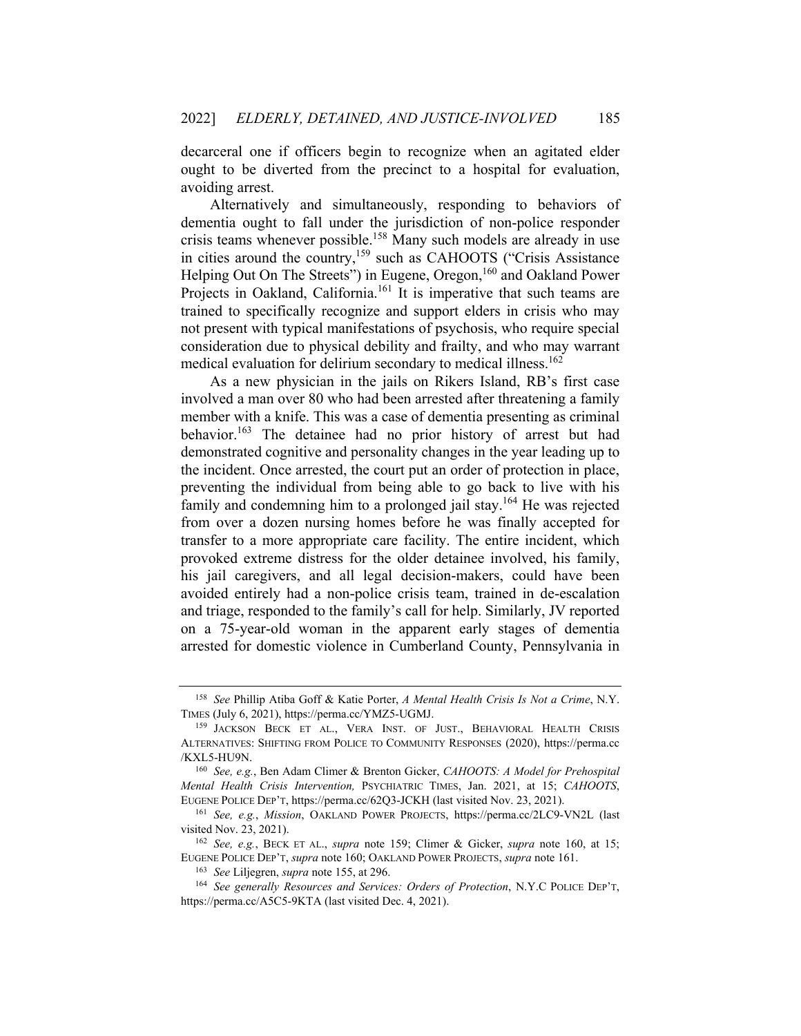decarceral one if officers begin to recognize when an agitated elder ought to be diverted from the precinct to a hospital for evaluation, avoiding arrest.

Alternatively and simultaneously, responding to behaviors of dementia ought to fall under the jurisdiction of non-police responder crisis teams whenever possible.[158] Many such models are already in use in cities around the country,[159] such as CAHOOTS ("Crisis Assistance Helping Out On The Streets") in Eugene, Oregon,[160] and Oakland Power Projects in Oakland, California.[161] It is imperative that such teams are trained to specifically recognize and support elders in crisis who may not present with typical manifestations of psychosis, who require special consideration due to physical debility and frailty, and who may warrant medical evaluation for delirium secondary to medical illness.[162]

As a new physician in the jails on Rikers Island, RB's first case involved a man over 80 who had been arrested after threatening a family member with a knife. This was a case of dementia presenting as criminal behavior.[163] The detainee had no prior history of arrest but had demonstrated cognitive and personality changes in the year leading up to the incident. Once arrested, the court put an order of protection in place, preventing the individual from being able to go back to live with his family and condemning him to a prolonged jail stay.[164] He was rejected from over a dozen nursing homes before he was finally accepted for transfer to a more appropriate care facility. The entire incident, which provoked extreme distress for the older detainee involved, his family, his jail caregivers, and all legal decision-makers, could have been avoided entirely had a non-police crisis team, trained in de-escalation and triage, responded to the family's call for help. Similarly, JV reported on a 75-year-old woman in the apparent early stages of dementia arrested for domestic violence in Cumberland County, Pennsylvania in

---

[158] *See* Phillip Atiba Goff & Katie Porter, *A Mental Health Crisis Is Not a Crime*, N.Y. TIMES (July 6, 2021), https://perma.cc/YMZ5-UGMJ.

[159] JACKSON BECK ET AL., VERA INST. OF JUST., BEHAVIORAL HEALTH CRISIS ALTERNATIVES: SHIFTING FROM POLICE TO COMMUNITY RESPONSES (2020), https://perma.cc/KXL5-HU9N.

[160] *See, e.g.*, Ben Adam Climer & Brenton Gicker, *CAHOOTS: A Model for Prehospital Mental Health Crisis Intervention,* PSYCHIATRIC TIMES, Jan. 2021, at 15; *CAHOOTS*, EUGENE POLICE DEP'T, https://perma.cc/62Q3-JCKH (last visited Nov. 23, 2021).

[161] *See, e.g.*, *Mission*, OAKLAND POWER PROJECTS, https://perma.cc/2LC9-VN2L (last visited Nov. 23, 2021).

[162] *See, e.g.*, BECK ET AL., *supra* note 159; Climer & Gicker, *supra* note 160, at 15; EUGENE POLICE DEP'T, *supra* note 160; OAKLAND POWER PROJECTS, *supra* note 161.

[163] *See* Liljegren, *supra* note 155, at 296.

[164] *See generally Resources and Services: Orders of Protection*, N.Y.C POLICE DEP'T, https://perma.cc/A5C5-9KTA (last visited Dec. 4, 2021).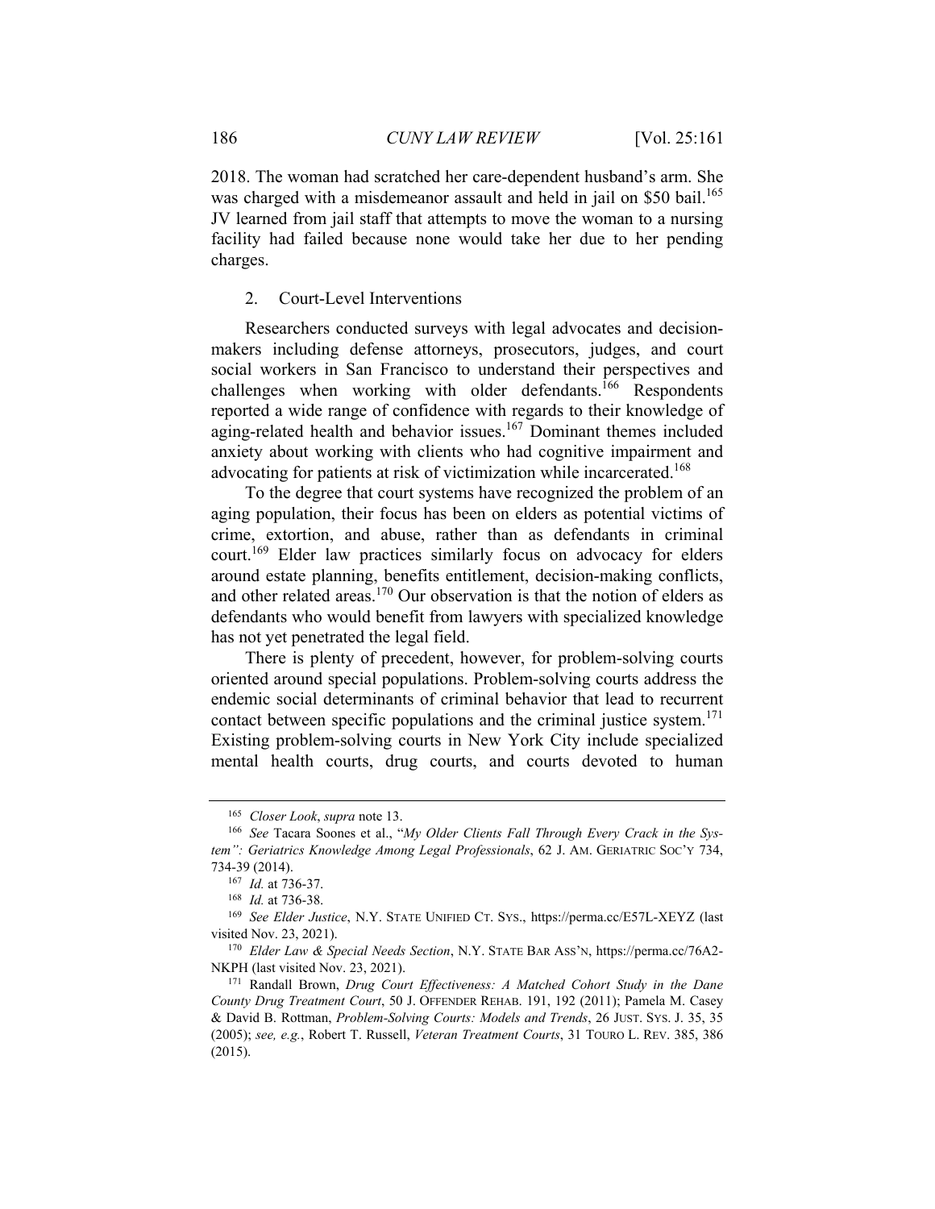2018. The woman had scratched her care-dependent husband's arm. She was charged with a misdemeanor assault and held in jail on $50 bail.[165] JV learned from jail staff that attempts to move the woman to a nursing facility had failed because none would take her due to her pending charges.

### 2. Court-Level Interventions

Researchers conducted surveys with legal advocates and decision-makers including defense attorneys, prosecutors, judges, and court social workers in San Francisco to understand their perspectives and challenges when working with older defendants.[166] Respondents reported a wide range of confidence with regards to their knowledge of aging-related health and behavior issues.[167] Dominant themes included anxiety about working with clients who had cognitive impairment and advocating for patients at risk of victimization while incarcerated.[168]

To the degree that court systems have recognized the problem of an aging population, their focus has been on elders as potential victims of crime, extortion, and abuse, rather than as defendants in criminal court.[169] Elder law practices similarly focus on advocacy for elders around estate planning, benefits entitlement, decision-making conflicts, and other related areas.[170] Our observation is that the notion of elders as defendants who would benefit from lawyers with specialized knowledge has not yet penetrated the legal field.

There is plenty of precedent, however, for problem-solving courts oriented around special populations. Problem-solving courts address the endemic social determinants of criminal behavior that lead to recurrent contact between specific populations and the criminal justice system.[171] Existing problem-solving courts in New York City include specialized mental health courts, drug courts, and courts devoted to human

---

[165] *Closer Look*, *supra* note 13.

[166] *See* Tacara Soones et al., "*My Older Clients Fall Through Every Crack in the System": Geriatrics Knowledge Among Legal Professionals*, 62 J. AM. GERIATRIC SOC'Y 734, 734-39 (2014).

[167] *Id.* at 736-37.

[168] *Id.* at 736-38.

[169] *See Elder Justice*, N.Y. STATE UNIFIED CT. SYS., https://perma.cc/E57L-XEYZ (last visited Nov. 23, 2021).

[170] *Elder Law & Special Needs Section*, N.Y. STATE BAR ASS'N, https://perma.cc/76A2-NKPH (last visited Nov. 23, 2021).

[171] Randall Brown, *Drug Court Effectiveness: A Matched Cohort Study in the Dane County Drug Treatment Court*, 50 J. OFFENDER REHAB. 191, 192 (2011); Pamela M. Casey & David B. Rottman, *Problem-Solving Courts: Models and Trends*, 26 JUST. SYS. J. 35, 35 (2005); *see, e.g.*, Robert T. Russell, *Veteran Treatment Courts*, 31 TOURO L. REV. 385, 386 (2015).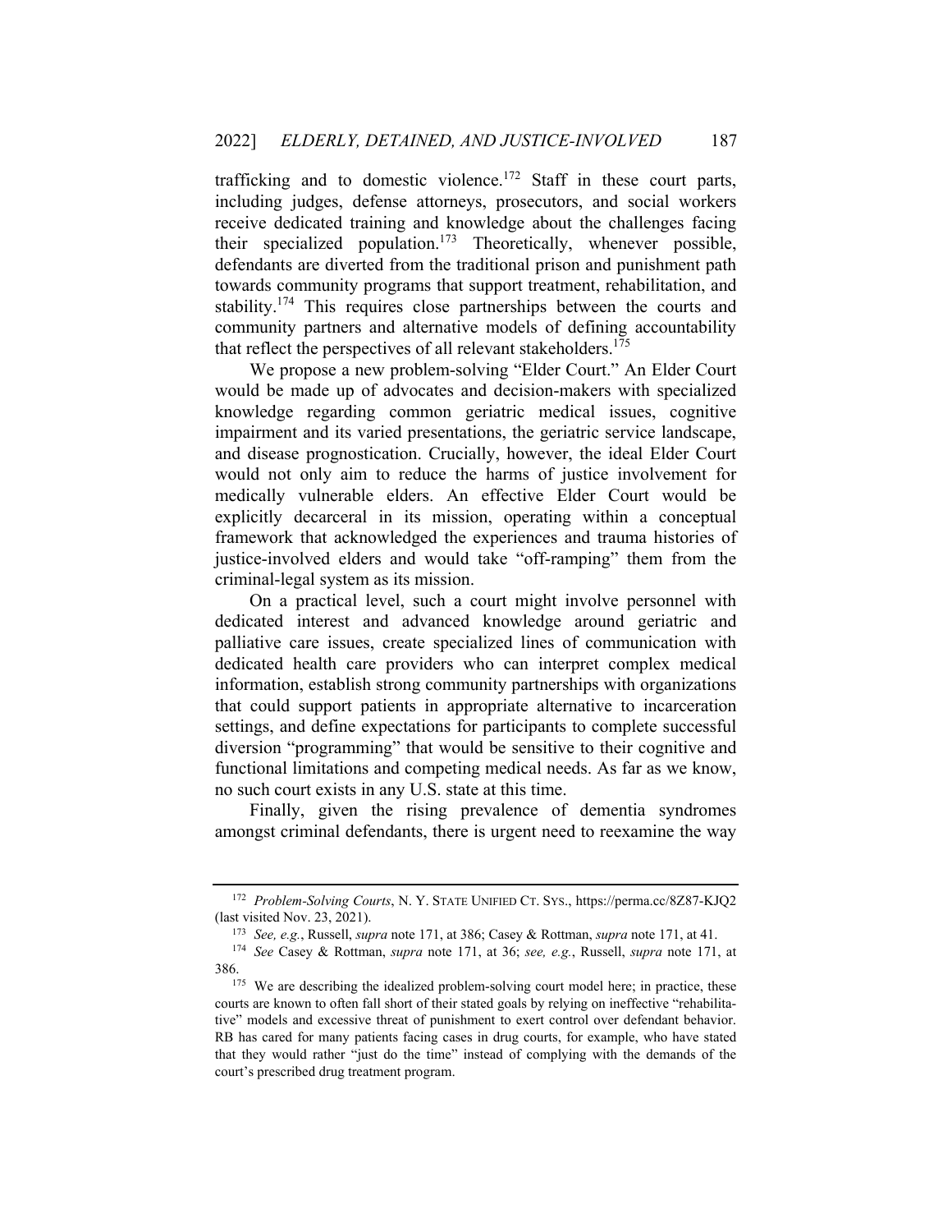trafficking and to domestic violence.[172] Staff in these court parts, including judges, defense attorneys, prosecutors, and social workers receive dedicated training and knowledge about the challenges facing their specialized population.[173] Theoretically, whenever possible, defendants are diverted from the traditional prison and punishment path towards community programs that support treatment, rehabilitation, and stability.[174] This requires close partnerships between the courts and community partners and alternative models of defining accountability that reflect the perspectives of all relevant stakeholders.[175]

We propose a new problem-solving "Elder Court." An Elder Court would be made up of advocates and decision-makers with specialized knowledge regarding common geriatric medical issues, cognitive impairment and its varied presentations, the geriatric service landscape, and disease prognostication. Crucially, however, the ideal Elder Court would not only aim to reduce the harms of justice involvement for medically vulnerable elders. An effective Elder Court would be explicitly decarceral in its mission, operating within a conceptual framework that acknowledged the experiences and trauma histories of justice-involved elders and would take "off-ramping" them from the criminal-legal system as its mission.

On a practical level, such a court might involve personnel with dedicated interest and advanced knowledge around geriatric and palliative care issues, create specialized lines of communication with dedicated health care providers who can interpret complex medical information, establish strong community partnerships with organizations that could support patients in appropriate alternative to incarceration settings, and define expectations for participants to complete successful diversion "programming" that would be sensitive to their cognitive and functional limitations and competing medical needs. As far as we know, no such court exists in any U.S. state at this time.

Finally, given the rising prevalence of dementia syndromes amongst criminal defendants, there is urgent need to reexamine the way

---

[172] *Problem-Solving Courts*, N. Y. STATE UNIFIED CT. SYS., https://perma.cc/8Z87-KJQ2 (last visited Nov. 23, 2021).

[173] *See, e.g.*, Russell, *supra* note 171, at 386; Casey & Rottman, *supra* note 171, at 41.

[174] *See* Casey & Rottman, *supra* note 171, at 36; *see, e.g.*, Russell, *supra* note 171, at 386.

[175] We are describing the idealized problem-solving court model here; in practice, these courts are known to often fall short of their stated goals by relying on ineffective "rehabilitative" models and excessive threat of punishment to exert control over defendant behavior. RB has cared for many patients facing cases in drug courts, for example, who have stated that they would rather "just do the time" instead of complying with the demands of the court's prescribed drug treatment program.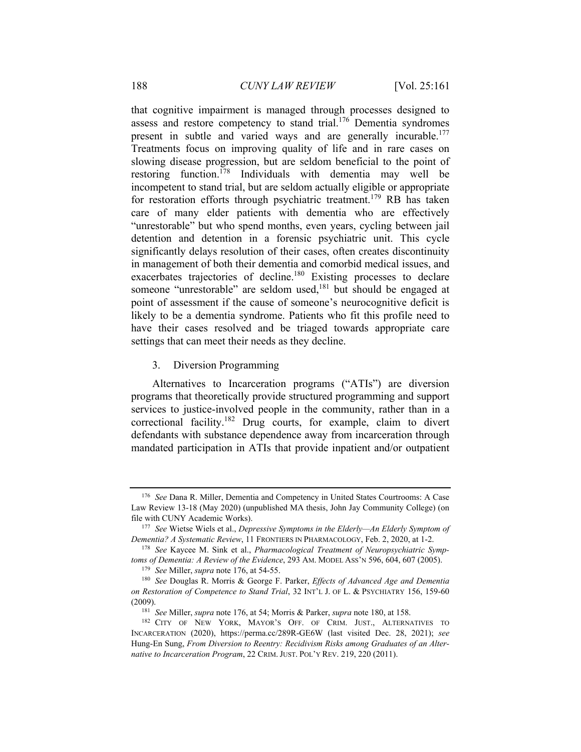that cognitive impairment is managed through processes designed to assess and restore competency to stand trial.[176] Dementia syndromes present in subtle and varied ways and are generally incurable.[177] Treatments focus on improving quality of life and in rare cases on slowing disease progression, but are seldom beneficial to the point of restoring function.[178] Individuals with dementia may well be incompetent to stand trial, but are seldom actually eligible or appropriate for restoration efforts through psychiatric treatment.[179] RB has taken care of many elder patients with dementia who are effectively "unrestorable" but who spend months, even years, cycling between jail detention and detention in a forensic psychiatric unit. This cycle significantly delays resolution of their cases, often creates discontinuity in management of both their dementia and comorbid medical issues, and exacerbates trajectories of decline.[180] Existing processes to declare someone "unrestorable" are seldom used,[181] but should be engaged at point of assessment if the cause of someone's neurocognitive deficit is likely to be a dementia syndrome. Patients who fit this profile need to have their cases resolved and be triaged towards appropriate care settings that can meet their needs as they decline.

### 3. Diversion Programming

Alternatives to Incarceration programs ("ATIs") are diversion programs that theoretically provide structured programming and support services to justice-involved people in the community, rather than in a correctional facility.[182] Drug courts, for example, claim to divert defendants with substance dependence away from incarceration through mandated participation in ATIs that provide inpatient and/or outpatient

---

[176] *See* Dana R. Miller, Dementia and Competency in United States Courtrooms: A Case Law Review 13-18 (May 2020) (unpublished MA thesis, John Jay Community College) (on file with CUNY Academic Works).

[177] *See* Wietse Wiels et al., *Depressive Symptoms in the Elderly—An Elderly Symptom of Dementia? A Systematic Review*, 11 FRONTIERS IN PHARMACOLOGY, Feb. 2, 2020, at 1-2.

[178] *See* Kaycee M. Sink et al., *Pharmacological Treatment of Neuropsychiatric Symptoms of Dementia: A Review of the Evidence*, 293 AM. MODEL ASS'N 596, 604, 607 (2005).

[179] *See* Miller, *supra* note 176, at 54-55.

[180] *See* Douglas R. Morris & George F. Parker, *Effects of Advanced Age and Dementia on Restoration of Competence to Stand Trial*, 32 INT'L J. OF L. & PSYCHIATRY 156, 159-60 (2009).

[181] *See* Miller, *supra* note 176, at 54; Morris & Parker, *supra* note 180, at 158.

[182] CITY OF NEW YORK, MAYOR'S OFF. OF CRIM. JUST., ALTERNATIVES TO INCARCERATION (2020), https://perma.cc/289R-GE6W (last visited Dec. 28, 2021); *see* Hung-En Sung, *From Diversion to Reentry: Recidivism Risks among Graduates of an Alternative to Incarceration Program*, 22 CRIM. JUST. POL'Y REV. 219, 220 (2011).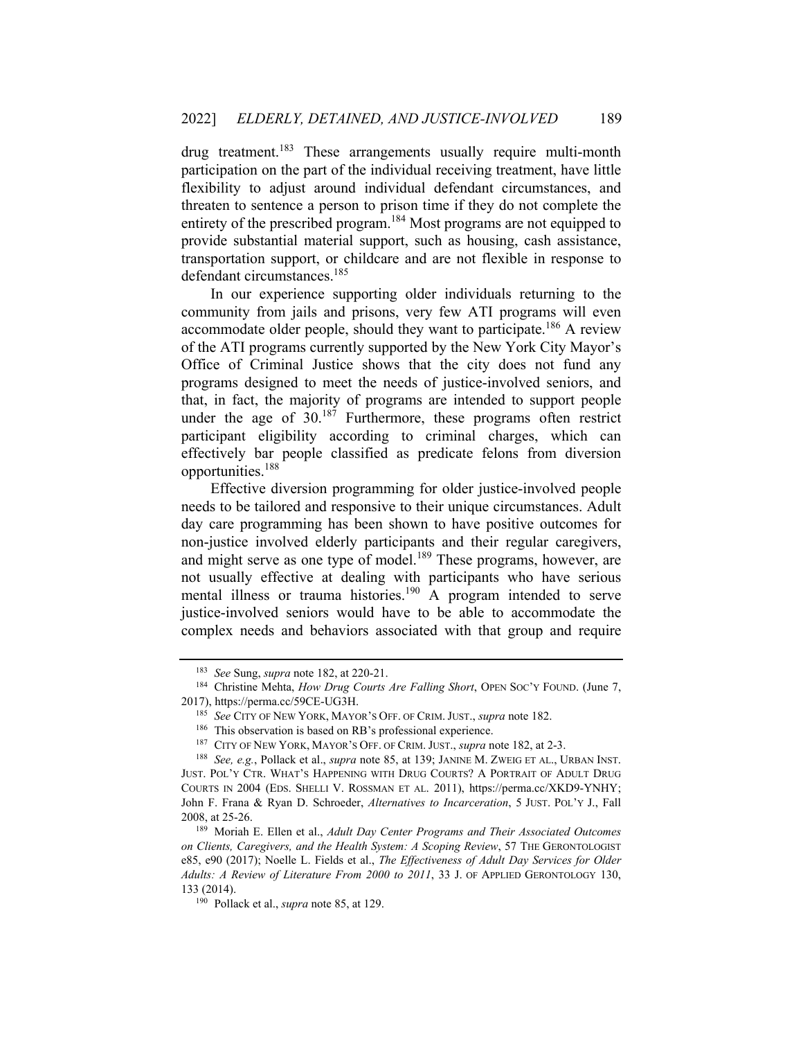drug treatment.[183] These arrangements usually require multi-month participation on the part of the individual receiving treatment, have little flexibility to adjust around individual defendant circumstances, and threaten to sentence a person to prison time if they do not complete the entirety of the prescribed program.[184] Most programs are not equipped to provide substantial material support, such as housing, cash assistance, transportation support, or childcare and are not flexible in response to defendant circumstances.[185]

In our experience supporting older individuals returning to the community from jails and prisons, very few ATI programs will even accommodate older people, should they want to participate.[186] A review of the ATI programs currently supported by the New York City Mayor's Office of Criminal Justice shows that the city does not fund any programs designed to meet the needs of justice-involved seniors, and that, in fact, the majority of programs are intended to support people under the age of 30.[187] Furthermore, these programs often restrict participant eligibility according to criminal charges, which can effectively bar people classified as predicate felons from diversion opportunities.[188]

Effective diversion programming for older justice-involved people needs to be tailored and responsive to their unique circumstances. Adult day care programming has been shown to have positive outcomes for non-justice involved elderly participants and their regular caregivers, and might serve as one type of model.[189] These programs, however, are not usually effective at dealing with participants who have serious mental illness or trauma histories.[190] A program intended to serve justice-involved seniors would have to be able to accommodate the complex needs and behaviors associated with that group and require

---

[183] *See* Sung, *supra* note 182, at 220-21.

[184] Christine Mehta, *How Drug Courts Are Falling Short*, OPEN SOC'Y FOUND. (June 7, 2017), https://perma.cc/59CE-UG3H.

[185] *See* CITY OF NEW YORK, MAYOR'S OFF. OF CRIM. JUST., *supra* note 182.

[186] This observation is based on RB's professional experience.

[187] CITY OF NEW YORK, MAYOR'S OFF. OF CRIM. JUST., *supra* note 182, at 2-3.

[188] *See, e.g.*, Pollack et al., *supra* note 85, at 139; JANINE M. ZWEIG ET AL., URBAN INST. JUST. POL'Y CTR. WHAT'S HAPPENING WITH DRUG COURTS? A PORTRAIT OF ADULT DRUG COURTS IN 2004 (EDS. SHELLI V. ROSSMAN ET AL. 2011), https://perma.cc/XKD9-YNHY; John F. Frana & Ryan D. Schroeder, *Alternatives to Incarceration*, 5 JUST. POL'Y J., Fall 2008, at 25-26.

[189] Moriah E. Ellen et al., *Adult Day Center Programs and Their Associated Outcomes on Clients, Caregivers, and the Health System: A Scoping Review*, 57 THE GERONTOLOGIST e85, e90 (2017); Noelle L. Fields et al., *The Effectiveness of Adult Day Services for Older Adults: A Review of Literature From 2000 to 2011*, 33 J. OF APPLIED GERONTOLOGY 130, 133 (2014).

[190] Pollack et al., *supra* note 85, at 129.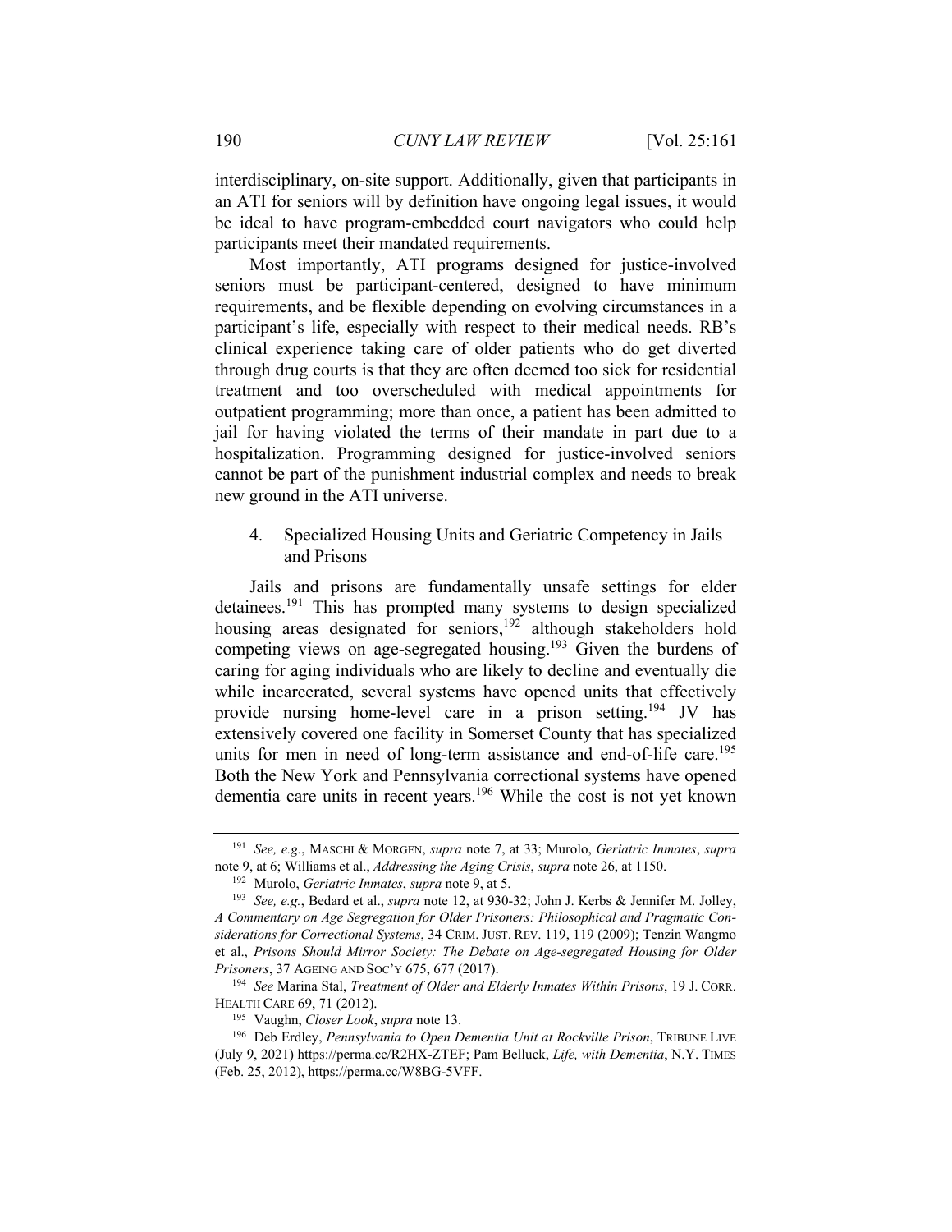interdisciplinary, on-site support. Additionally, given that participants in an ATI for seniors will by definition have ongoing legal issues, it would be ideal to have program-embedded court navigators who could help participants meet their mandated requirements.

Most importantly, ATI programs designed for justice-involved seniors must be participant-centered, designed to have minimum requirements, and be flexible depending on evolving circumstances in a participant's life, especially with respect to their medical needs. RB's clinical experience taking care of older patients who do get diverted through drug courts is that they are often deemed too sick for residential treatment and too overscheduled with medical appointments for outpatient programming; more than once, a patient has been admitted to jail for having violated the terms of their mandate in part due to a hospitalization. Programming designed for justice-involved seniors cannot be part of the punishment industrial complex and needs to break new ground in the ATI universe.

### 4. Specialized Housing Units and Geriatric Competency in Jails and Prisons

Jails and prisons are fundamentally unsafe settings for elder detainees.[191] This has prompted many systems to design specialized housing areas designated for seniors,[192] although stakeholders hold competing views on age-segregated housing.[193] Given the burdens of caring for aging individuals who are likely to decline and eventually die while incarcerated, several systems have opened units that effectively provide nursing home-level care in a prison setting.[194] JV has extensively covered one facility in Somerset County that has specialized units for men in need of long-term assistance and end-of-life care.[195] Both the New York and Pennsylvania correctional systems have opened dementia care units in recent years.[196] While the cost is not yet known

---

[191] *See, e.g.*, MASCHI & MORGEN, *supra* note 7, at 33; Murolo, *Geriatric Inmates*, *supra* note 9, at 6; Williams et al., *Addressing the Aging Crisis*, *supra* note 26, at 1150.

[192] Murolo, *Geriatric Inmates*, *supra* note 9, at 5.

[193] *See, e.g.*, Bedard et al., *supra* note 12, at 930-32; John J. Kerbs & Jennifer M. Jolley, *A Commentary on Age Segregation for Older Prisoners: Philosophical and Pragmatic Considerations for Correctional Systems*, 34 CRIM. JUST. REV. 119, 119 (2009); Tenzin Wangmo et al., *Prisons Should Mirror Society: The Debate on Age-segregated Housing for Older Prisoners*, 37 AGEING AND SOC'Y 675, 677 (2017).

[194] *See* Marina Stal, *Treatment of Older and Elderly Inmates Within Prisons*, 19 J. CORR. HEALTH CARE 69, 71 (2012).

[195] Vaughn, *Closer Look*, *supra* note 13.

[196] Deb Erdley, *Pennsylvania to Open Dementia Unit at Rockville Prison*, TRIBUNE LIVE (July 9, 2021) https://perma.cc/R2HX-ZTEF; Pam Belluck, *Life, with Dementia*, N.Y. TIMES (Feb. 25, 2012), https://perma.cc/W8BG-5VFF.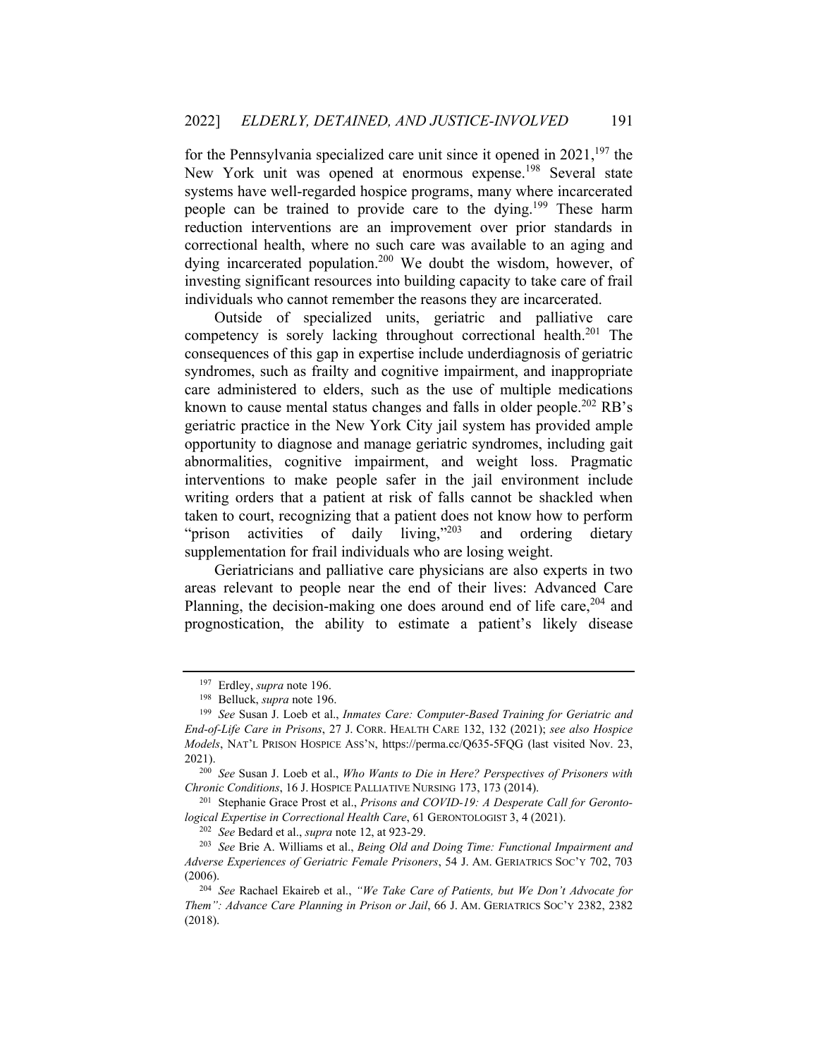for the Pennsylvania specialized care unit since it opened in 2021,[197] the New York unit was opened at enormous expense.[198] Several state systems have well-regarded hospice programs, many where incarcerated people can be trained to provide care to the dying.[199] These harm reduction interventions are an improvement over prior standards in correctional health, where no such care was available to an aging and dying incarcerated population.[200] We doubt the wisdom, however, of investing significant resources into building capacity to take care of frail individuals who cannot remember the reasons they are incarcerated.

Outside of specialized units, geriatric and palliative care competency is sorely lacking throughout correctional health.[201] The consequences of this gap in expertise include underdiagnosis of geriatric syndromes, such as frailty and cognitive impairment, and inappropriate care administered to elders, such as the use of multiple medications known to cause mental status changes and falls in older people.[202] RB's geriatric practice in the New York City jail system has provided ample opportunity to diagnose and manage geriatric syndromes, including gait abnormalities, cognitive impairment, and weight loss. Pragmatic interventions to make people safer in the jail environment include writing orders that a patient at risk of falls cannot be shackled when taken to court, recognizing that a patient does not know how to perform "prison activities of daily living,"[203] and ordering dietary supplementation for frail individuals who are losing weight.

Geriatricians and palliative care physicians are also experts in two areas relevant to people near the end of their lives: Advanced Care Planning, the decision-making one does around end of life care,[204] and prognostication, the ability to estimate a patient's likely disease

---

[197] Erdley, *supra* note 196.

[198] Belluck, *supra* note 196.

[199] *See* Susan J. Loeb et al., *Inmates Care: Computer-Based Training for Geriatric and End-of-Life Care in Prisons*, 27 J. CORR. HEALTH CARE 132, 132 (2021); *see also Hospice Models*, NAT'L PRISON HOSPICE ASS'N, https://perma.cc/Q635-5FQG (last visited Nov. 23, 2021).

[200] *See* Susan J. Loeb et al., *Who Wants to Die in Here? Perspectives of Prisoners with Chronic Conditions*, 16 J. HOSPICE PALLIATIVE NURSING 173, 173 (2014).

[201] Stephanie Grace Prost et al., *Prisons and COVID-19: A Desperate Call for Gerontological Expertise in Correctional Health Care*, 61 GERONTOLOGIST 3, 4 (2021).

[202] *See* Bedard et al., *supra* note 12, at 923-29.

[203] *See* Brie A. Williams et al., *Being Old and Doing Time: Functional Impairment and Adverse Experiences of Geriatric Female Prisoners*, 54 J. AM. GERIATRICS SOC'Y 702, 703 (2006).

[204] *See* Rachael Ekaireb et al., *"We Take Care of Patients, but We Don't Advocate for Them": Advance Care Planning in Prison or Jail*, 66 J. AM. GERIATRICS SOC'Y 2382, 2382 (2018).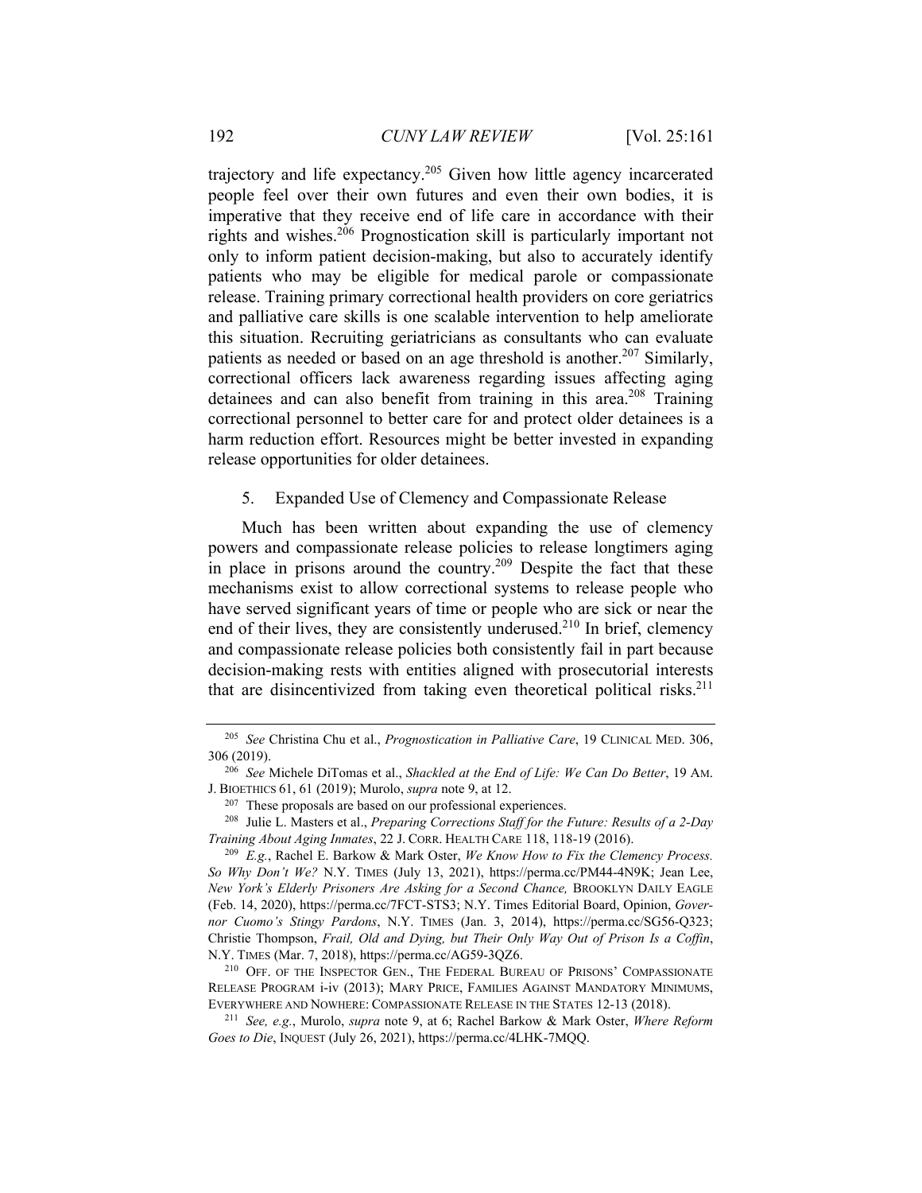trajectory and life expectancy.[205] Given how little agency incarcerated people feel over their own futures and even their own bodies, it is imperative that they receive end of life care in accordance with their rights and wishes.[206] Prognostication skill is particularly important not only to inform patient decision-making, but also to accurately identify patients who may be eligible for medical parole or compassionate release. Training primary correctional health providers on core geriatrics and palliative care skills is one scalable intervention to help ameliorate this situation. Recruiting geriatricians as consultants who can evaluate patients as needed or based on an age threshold is another.[207] Similarly, correctional officers lack awareness regarding issues affecting aging detainees and can also benefit from training in this area.[208] Training correctional personnel to better care for and protect older detainees is a harm reduction effort. Resources might be better invested in expanding release opportunities for older detainees.

5. Expanded Use of Clemency and Compassionate Release

Much has been written about expanding the use of clemency powers and compassionate release policies to release longtimers aging in place in prisons around the country.[209] Despite the fact that these mechanisms exist to allow correctional systems to release people who have served significant years of time or people who are sick or near the end of their lives, they are consistently underused.[210] In brief, clemency and compassionate release policies both consistently fail in part because decision-making rests with entities aligned with prosecutorial interests that are disincentivized from taking even theoretical political risks.[211]

---

[205] *See* Christina Chu et al., *Prognostication in Palliative Care*, 19 CLINICAL MED. 306, 306 (2019).

[206] *See* Michele DiTomas et al., *Shackled at the End of Life: We Can Do Better*, 19 AM. J. BIOETHICS 61, 61 (2019); Murolo, *supra* note 9, at 12.

[207] These proposals are based on our professional experiences.

[208] Julie L. Masters et al., *Preparing Corrections Staff for the Future: Results of a 2-Day Training About Aging Inmates*, 22 J. CORR. HEALTH CARE 118, 118-19 (2016).

[209] *E.g.*, Rachel E. Barkow & Mark Oster, *We Know How to Fix the Clemency Process. So Why Don't We?* N.Y. TIMES (July 13, 2021), https://perma.cc/PM44-4N9K; Jean Lee, *New York's Elderly Prisoners Are Asking for a Second Chance,* BROOKLYN DAILY EAGLE (Feb. 14, 2020), https://perma.cc/7FCT-STS3; N.Y. Times Editorial Board, Opinion, *Governor Cuomo's Stingy Pardons*, N.Y. TIMES (Jan. 3, 2014), https://perma.cc/SG56-Q323; Christie Thompson, *Frail, Old and Dying, but Their Only Way Out of Prison Is a Coffin*, N.Y. TIMES (Mar. 7, 2018), https://perma.cc/AG59-3QZ6.

[210] OFF. OF THE INSPECTOR GEN., THE FEDERAL BUREAU OF PRISONS' COMPASSIONATE RELEASE PROGRAM i-iv (2013); MARY PRICE, FAMILIES AGAINST MANDATORY MINIMUMS, EVERYWHERE AND NOWHERE: COMPASSIONATE RELEASE IN THE STATES 12-13 (2018).

[211] *See, e.g.*, Murolo, *supra* note 9, at 6; Rachel Barkow & Mark Oster, *Where Reform Goes to Die*, INQUEST (July 26, 2021), https://perma.cc/4LHK-7MQQ.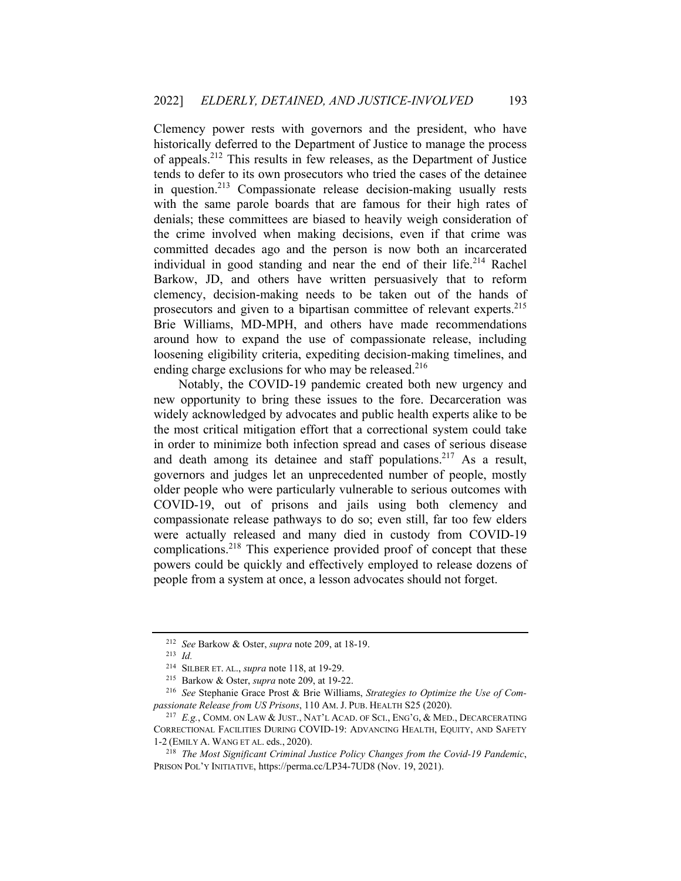Clemency power rests with governors and the president, who have historically deferred to the Department of Justice to manage the process of appeals.[212] This results in few releases, as the Department of Justice tends to defer to its own prosecutors who tried the cases of the detainee in question.[213] Compassionate release decision-making usually rests with the same parole boards that are famous for their high rates of denials; these committees are biased to heavily weigh consideration of the crime involved when making decisions, even if that crime was committed decades ago and the person is now both an incarcerated individual in good standing and near the end of their life.[214] Rachel Barkow, JD, and others have written persuasively that to reform clemency, decision-making needs to be taken out of the hands of prosecutors and given to a bipartisan committee of relevant experts.[215] Brie Williams, MD-MPH, and others have made recommendations around how to expand the use of compassionate release, including loosening eligibility criteria, expediting decision-making timelines, and ending charge exclusions for who may be released.[216]

Notably, the COVID-19 pandemic created both new urgency and new opportunity to bring these issues to the fore. Decarceration was widely acknowledged by advocates and public health experts alike to be the most critical mitigation effort that a correctional system could take in order to minimize both infection spread and cases of serious disease and death among its detainee and staff populations.[217] As a result, governors and judges let an unprecedented number of people, mostly older people who were particularly vulnerable to serious outcomes with COVID-19, out of prisons and jails using both clemency and compassionate release pathways to do so; even still, far too few elders were actually released and many died in custody from COVID-19 complications.[218] This experience provided proof of concept that these powers could be quickly and effectively employed to release dozens of people from a system at once, a lesson advocates should not forget.

---

[212] *See* Barkow & Oster, *supra* note 209, at 18-19.

[213] *Id.*

[214] SILBER ET. AL., *supra* note 118, at 19-29.

[215] Barkow & Oster, *supra* note 209, at 19-22.

[216] *See* Stephanie Grace Prost & Brie Williams, *Strategies to Optimize the Use of Compassionate Release from US Prisons*, 110 AM. J. PUB. HEALTH S25 (2020).

[217] *E.g.*, COMM. ON LAW & JUST., NAT'L ACAD. OF SCI., ENG'G, & MED., DECARCERATING CORRECTIONAL FACILITIES DURING COVID-19: ADVANCING HEALTH, EQUITY, AND SAFETY 1-2 (EMILY A. WANG ET AL. eds., 2020).

[218] *The Most Significant Criminal Justice Policy Changes from the Covid-19 Pandemic*, PRISON POL'Y INITIATIVE, https://perma.cc/LP34-7UD8 (Nov. 19, 2021).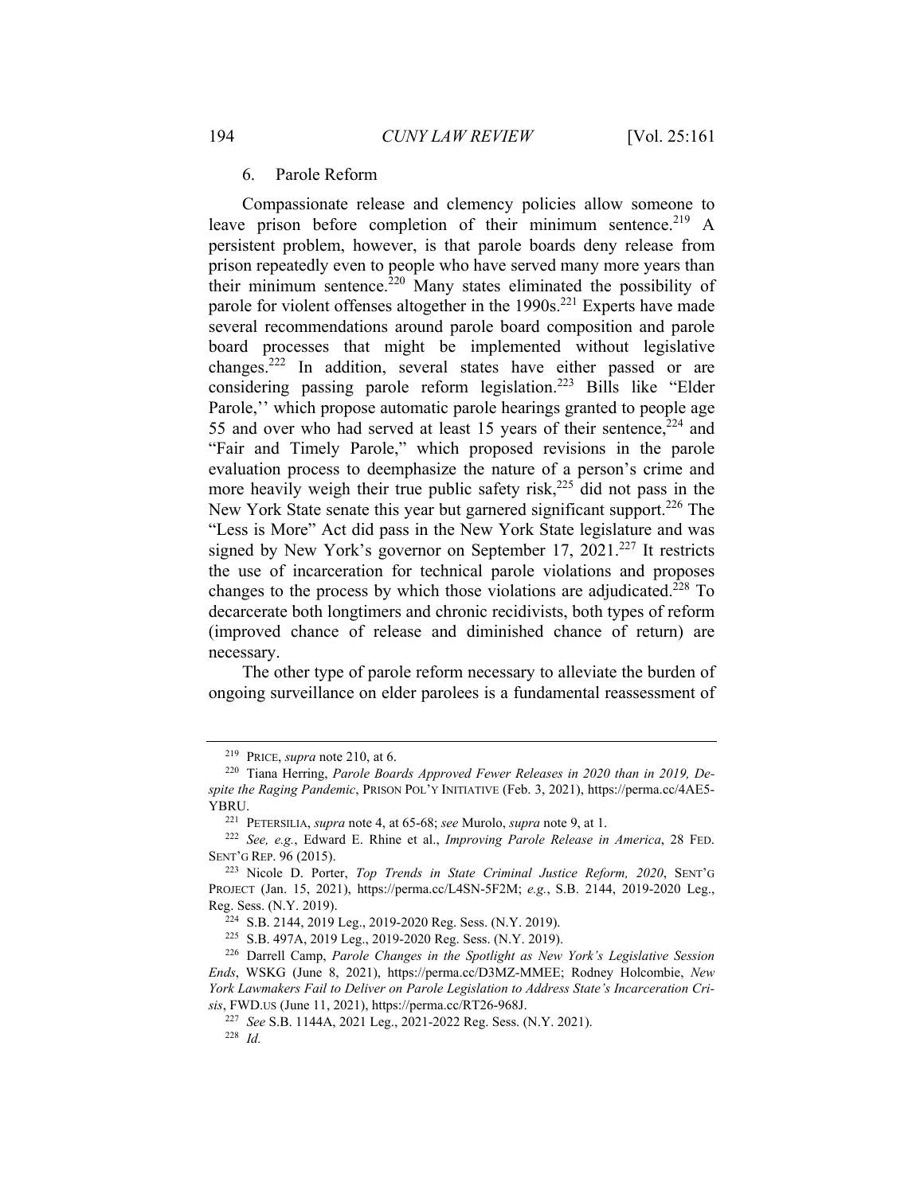### 6. Parole Reform

Compassionate release and clemency policies allow someone to leave prison before completion of their minimum sentence.[219] A persistent problem, however, is that parole boards deny release from prison repeatedly even to people who have served many more years than their minimum sentence.[220] Many states eliminated the possibility of parole for violent offenses altogether in the 1990s.[221] Experts have made several recommendations around parole board composition and parole board processes that might be implemented without legislative changes.[222] In addition, several states have either passed or are considering passing parole reform legislation.[223] Bills like "Elder Parole,'' which propose automatic parole hearings granted to people age 55 and over who had served at least 15 years of their sentence,[224] and "Fair and Timely Parole," which proposed revisions in the parole evaluation process to deemphasize the nature of a person's crime and more heavily weigh their true public safety risk,[225] did not pass in the New York State senate this year but garnered significant support.[226] The "Less is More" Act did pass in the New York State legislature and was signed by New York's governor on September 17, 2021.[227] It restricts the use of incarceration for technical parole violations and proposes changes to the process by which those violations are adjudicated.[228] To decarcerate both longtimers and chronic recidivists, both types of reform (improved chance of release and diminished chance of return) are necessary.

The other type of parole reform necessary to alleviate the burden of ongoing surveillance on elder parolees is a fundamental reassessment of

---

[219] PRICE, *supra* note 210, at 6.

[220] Tiana Herring, *Parole Boards Approved Fewer Releases in 2020 than in 2019, Despite the Raging Pandemic*, PRISON POL'Y INITIATIVE (Feb. 3, 2021), https://perma.cc/4AE5-YBRU.

[221] PETERSILIA, *supra* note 4, at 65-68; *see* Murolo, *supra* note 9, at 1.

[222] *See, e.g.*, Edward E. Rhine et al., *Improving Parole Release in America*, 28 FED. SENT'G REP. 96 (2015).

[223] Nicole D. Porter, *Top Trends in State Criminal Justice Reform, 2020*, SENT'G PROJECT (Jan. 15, 2021), https://perma.cc/L4SN-5F2M; *e.g.*, S.B. 2144, 2019-2020 Leg., Reg. Sess. (N.Y. 2019).

[224] S.B. 2144, 2019 Leg., 2019-2020 Reg. Sess. (N.Y. 2019).

[225] S.B. 497A, 2019 Leg., 2019-2020 Reg. Sess. (N.Y. 2019).

[226] Darrell Camp, *Parole Changes in the Spotlight as New York's Legislative Session Ends*, WSKG (June 8, 2021), https://perma.cc/D3MZ-MMEE; Rodney Holcombie, *New York Lawmakers Fail to Deliver on Parole Legislation to Address State's Incarceration Crisis*, FWD.US (June 11, 2021), https://perma.cc/RT26-968J.

[227] *See* S.B. 1144A, 2021 Leg., 2021-2022 Reg. Sess. (N.Y. 2021).

[228] *Id.*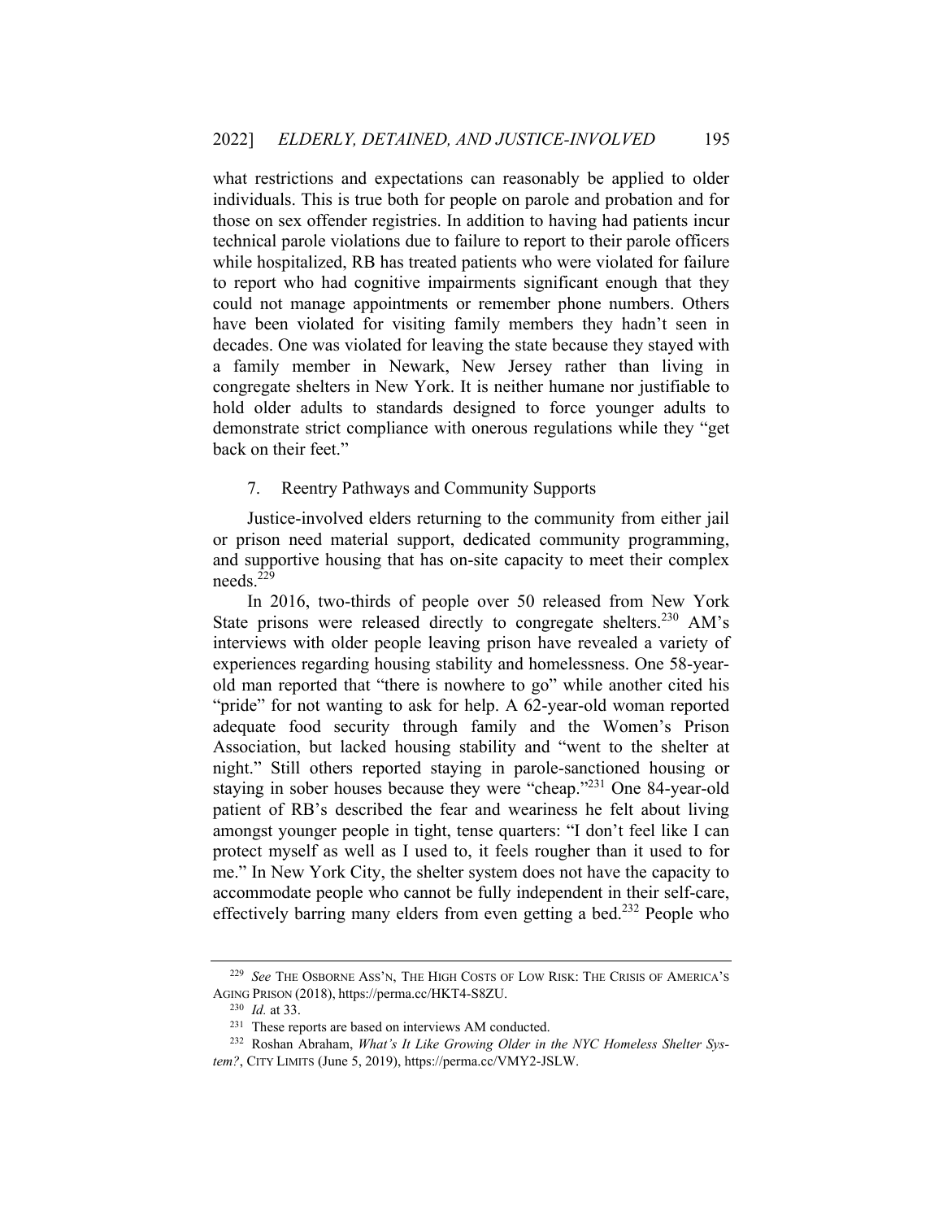what restrictions and expectations can reasonably be applied to older individuals. This is true both for people on parole and probation and for those on sex offender registries. In addition to having had patients incur technical parole violations due to failure to report to their parole officers while hospitalized, RB has treated patients who were violated for failure to report who had cognitive impairments significant enough that they could not manage appointments or remember phone numbers. Others have been violated for visiting family members they hadn't seen in decades. One was violated for leaving the state because they stayed with a family member in Newark, New Jersey rather than living in congregate shelters in New York. It is neither humane nor justifiable to hold older adults to standards designed to force younger adults to demonstrate strict compliance with onerous regulations while they "get back on their feet."

### 7. Reentry Pathways and Community Supports

Justice-involved elders returning to the community from either jail or prison need material support, dedicated community programming, and supportive housing that has on-site capacity to meet their complex needs.[229]

In 2016, two-thirds of people over 50 released from New York State prisons were released directly to congregate shelters.[230] AM's interviews with older people leaving prison have revealed a variety of experiences regarding housing stability and homelessness. One 58-year-old man reported that "there is nowhere to go" while another cited his "pride" for not wanting to ask for help. A 62-year-old woman reported adequate food security through family and the Women's Prison Association, but lacked housing stability and "went to the shelter at night." Still others reported staying in parole-sanctioned housing or staying in sober houses because they were "cheap."[231] One 84-year-old patient of RB's described the fear and weariness he felt about living amongst younger people in tight, tense quarters: "I don't feel like I can protect myself as well as I used to, it feels rougher than it used to for me." In New York City, the shelter system does not have the capacity to accommodate people who cannot be fully independent in their self-care, effectively barring many elders from even getting a bed.[232] People who

---

[229] *See* THE OSBORNE ASS'N, THE HIGH COSTS OF LOW RISK: THE CRISIS OF AMERICA'S AGING PRISON (2018), https://perma.cc/HKT4-S8ZU.

[230] *Id.* at 33.

[231] These reports are based on interviews AM conducted.

[232] Roshan Abraham, *What's It Like Growing Older in the NYC Homeless Shelter System?*, CITY LIMITS (June 5, 2019), https://perma.cc/VMY2-JSLW.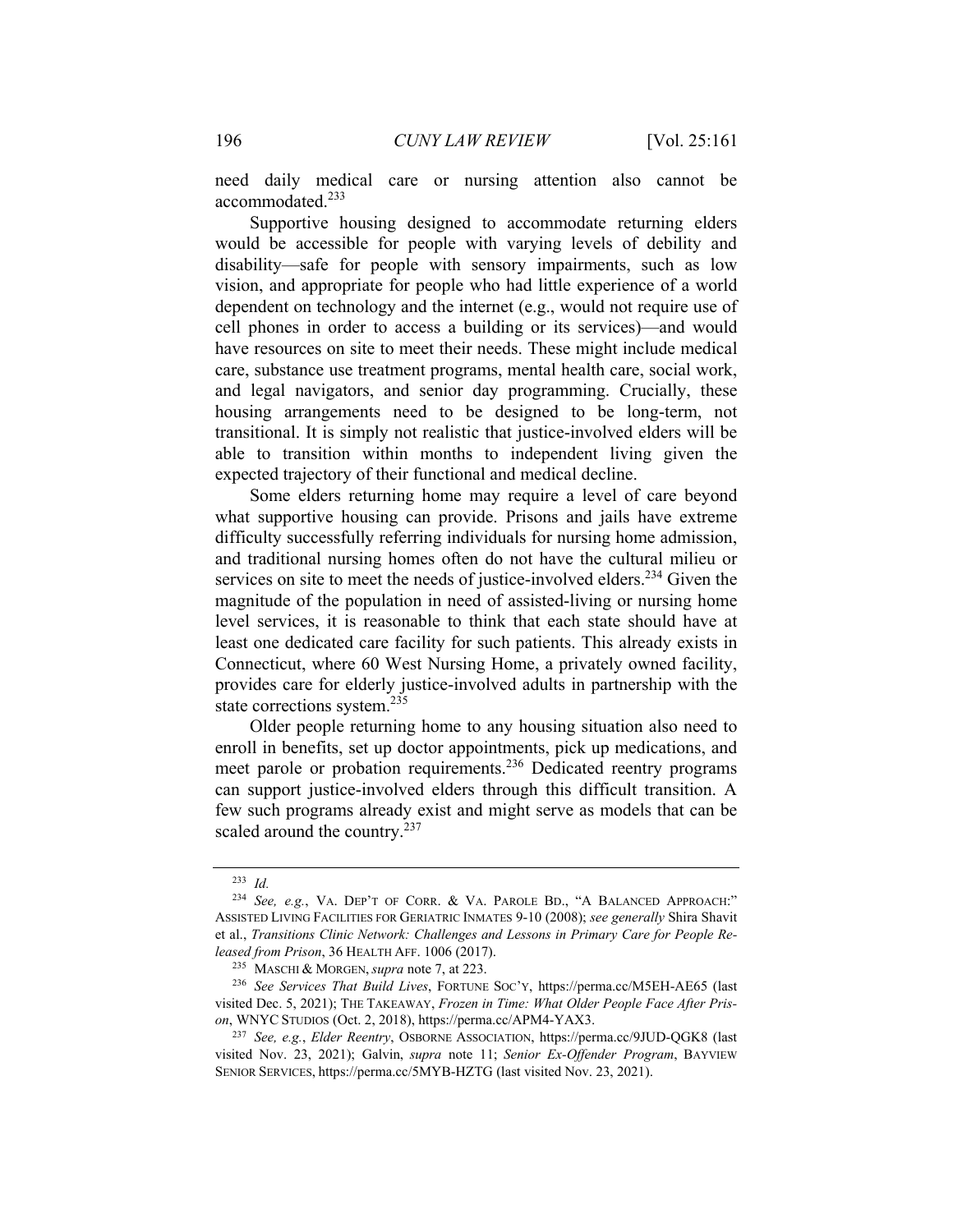need daily medical care or nursing attention also cannot be accommodated.[233]

Supportive housing designed to accommodate returning elders would be accessible for people with varying levels of debility and disability—safe for people with sensory impairments, such as low vision, and appropriate for people who had little experience of a world dependent on technology and the internet (e.g., would not require use of cell phones in order to access a building or its services)—and would have resources on site to meet their needs. These might include medical care, substance use treatment programs, mental health care, social work, and legal navigators, and senior day programming. Crucially, these housing arrangements need to be designed to be long-term, not transitional. It is simply not realistic that justice-involved elders will be able to transition within months to independent living given the expected trajectory of their functional and medical decline.

Some elders returning home may require a level of care beyond what supportive housing can provide. Prisons and jails have extreme difficulty successfully referring individuals for nursing home admission, and traditional nursing homes often do not have the cultural milieu or services on site to meet the needs of justice-involved elders.[234] Given the magnitude of the population in need of assisted-living or nursing home level services, it is reasonable to think that each state should have at least one dedicated care facility for such patients. This already exists in Connecticut, where 60 West Nursing Home, a privately owned facility, provides care for elderly justice-involved adults in partnership with the state corrections system.[235]

Older people returning home to any housing situation also need to enroll in benefits, set up doctor appointments, pick up medications, and meet parole or probation requirements.[236] Dedicated reentry programs can support justice-involved elders through this difficult transition. A few such programs already exist and might serve as models that can be scaled around the country.[237]

---

[233] *Id.*

[234] *See, e.g.*, VA. DEP'T OF CORR. & VA. PAROLE BD., "A BALANCED APPROACH:" ASSISTED LIVING FACILITIES FOR GERIATRIC INMATES 9-10 (2008); *see generally* Shira Shavit et al., *Transitions Clinic Network: Challenges and Lessons in Primary Care for People Released from Prison*, 36 HEALTH AFF. 1006 (2017).

[235] MASCHI & MORGEN, *supra* note 7, at 223.

[236] *See Services That Build Lives*, FORTUNE SOC'Y, https://perma.cc/M5EH-AE65 (last visited Dec. 5, 2021); THE TAKEAWAY, *Frozen in Time: What Older People Face After Prison*, WNYC STUDIOS (Oct. 2, 2018), https://perma.cc/APM4-YAX3.

[237] *See, e.g.*, *Elder Reentry*, OSBORNE ASSOCIATION, https://perma.cc/9JUD-QGK8 (last visited Nov. 23, 2021); Galvin, *supra* note 11; *Senior Ex-Offender Program*, BAYVIEW SENIOR SERVICES, https://perma.cc/5MYB-HZTG (last visited Nov. 23, 2021).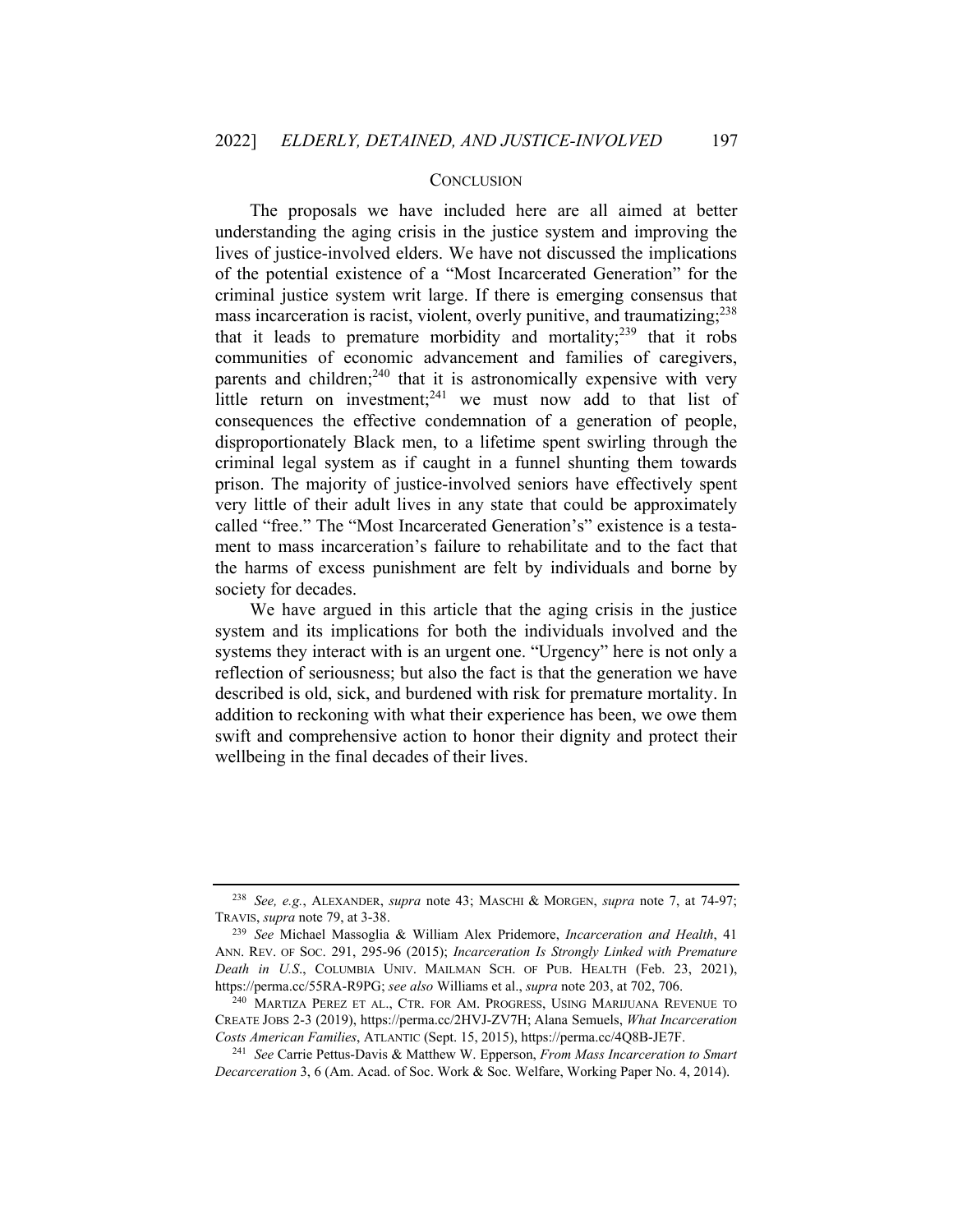## Conclusion

The proposals we have included here are all aimed at better understanding the aging crisis in the justice system and improving the lives of justice-involved elders. We have not discussed the implications of the potential existence of a "Most Incarcerated Generation" for the criminal justice system writ large. If there is emerging consensus that mass incarceration is racist, violent, overly punitive, and traumatizing;[238] that it leads to premature morbidity and mortality;[239] that it robs communities of economic advancement and families of caregivers, parents and children;[240] that it is astronomically expensive with very little return on investment;[241] we must now add to that list of consequences the effective condemnation of a generation of people, disproportionately Black men, to a lifetime spent swirling through the criminal legal system as if caught in a funnel shunting them towards prison. The majority of justice-involved seniors have effectively spent very little of their adult lives in any state that could be approximately called "free." The "Most Incarcerated Generation's" existence is a testament to mass incarceration's failure to rehabilitate and to the fact that the harms of excess punishment are felt by individuals and borne by society for decades.

We have argued in this article that the aging crisis in the justice system and its implications for both the individuals involved and the systems they interact with is an urgent one. "Urgency" here is not only a reflection of seriousness; but also the fact is that the generation we have described is old, sick, and burdened with risk for premature mortality. In addition to reckoning with what their experience has been, we owe them swift and comprehensive action to honor their dignity and protect their wellbeing in the final decades of their lives.

---

[238] *See, e.g.*, ALEXANDER, *supra* note 43; MASCHI & MORGEN, *supra* note 7, at 74-97; TRAVIS, *supra* note 79, at 3-38.

[239] *See* Michael Massoglia & William Alex Pridemore, *Incarceration and Health*, 41 ANN. REV. OF SOC. 291, 295-96 (2015); *Incarceration Is Strongly Linked with Premature Death in U.S.*, COLUMBIA UNIV. MAILMAN SCH. OF PUB. HEALTH (Feb. 23, 2021), https://perma.cc/55RA-R9PG; *see also* Williams et al., *supra* note 203, at 702, 706.

[240] MARTIZA PEREZ ET AL., CTR. FOR AM. PROGRESS, USING MARIJUANA REVENUE TO CREATE JOBS 2-3 (2019), https://perma.cc/2HVJ-ZV7H; Alana Semuels, *What Incarceration Costs American Families*, ATLANTIC (Sept. 15, 2015), https://perma.cc/4Q8B-JE7F.

[241] *See* Carrie Pettus-Davis & Matthew W. Epperson, *From Mass Incarceration to Smart Decarceration* 3, 6 (Am. Acad. of Soc. Work & Soc. Welfare, Working Paper No. 4, 2014).